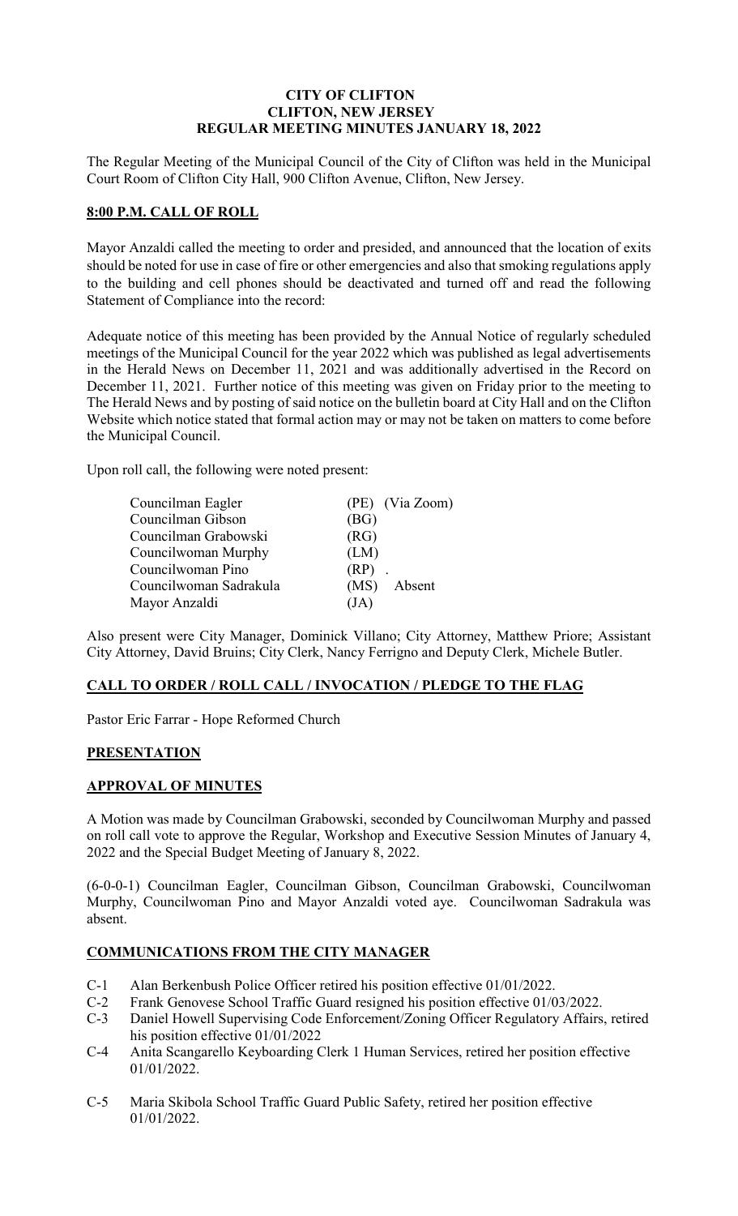# CITY OF CLIFTON
## CLIFTON, NEW JERSEY
## REGULAR MEETING MINUTES JANUARY 18, 2022

The Regular Meeting of the Municipal Council of the City of Clifton was held in the Municipal Court Room of Clifton City Hall, 900 Clifton Avenue, Clifton, New Jersey.

## **8:00 P.M. CALL OF ROLL**

Mayor Anzaldi called the meeting to order and presided, and announced that the location of exits should be noted for use in case of fire or other emergencies and also that smoking regulations apply to the building and cell phones should be deactivated and turned off and read the following Statement of Compliance into the record:

Adequate notice of this meeting has been provided by the Annual Notice of regularly scheduled meetings of the Municipal Council for the year 2022 which was published as legal advertisements in the Herald News on December 11, 2021 and was additionally advertised in the Record on December 11, 2021. Further notice of this meeting was given on Friday prior to the meeting to The Herald News and by posting of said notice on the bulletin board at City Hall and on the Clifton Website which notice stated that formal action may or may not be taken on matters to come before the Municipal Council.

Upon roll call, the following were noted present:

| | | |
|---|---|---|
| Councilman Eagler | (PE) | (Via Zoom) |
| Councilman Gibson | (BG) | |
| Councilman Grabowski | (RG) | |
| Councilwoman Murphy | (LM) | |
| Councilwoman Pino | (RP) | . |
| Councilwoman Sadrakula | (MS) | Absent |
| Mayor Anzaldi | (JA) | |

Also present were City Manager, Dominick Villano; City Attorney, Matthew Priore; Assistant City Attorney, David Bruins; City Clerk, Nancy Ferrigno and Deputy Clerk, Michele Butler.

## **CALL TO ORDER / ROLL CALL / INVOCATION / PLEDGE TO THE FLAG**

Pastor Eric Farrar - Hope Reformed Church

## **PRESENTATION**

## **APPROVAL OF MINUTES**

A Motion was made by Councilman Grabowski, seconded by Councilwoman Murphy and passed on roll call vote to approve the Regular, Workshop and Executive Session Minutes of January 4, 2022 and the Special Budget Meeting of January 8, 2022.

(6-0-0-1) Councilman Eagler, Councilman Gibson, Councilman Grabowski, Councilwoman Murphy, Councilwoman Pino and Mayor Anzaldi voted aye. Councilwoman Sadrakula was absent.

## **COMMUNICATIONS FROM THE CITY MANAGER**

- C-1 Alan Berkenbush Police Officer retired his position effective 01/01/2022.
- C-2 Frank Genovese School Traffic Guard resigned his position effective 01/03/2022.
- C-3 Daniel Howell Supervising Code Enforcement/Zoning Officer Regulatory Affairs, retired his position effective 01/01/2022
- C-4 Anita Scangarello Keyboarding Clerk 1 Human Services, retired her position effective 01/01/2022.
- C-5 Maria Skibola School Traffic Guard Public Safety, retired her position effective 01/01/2022.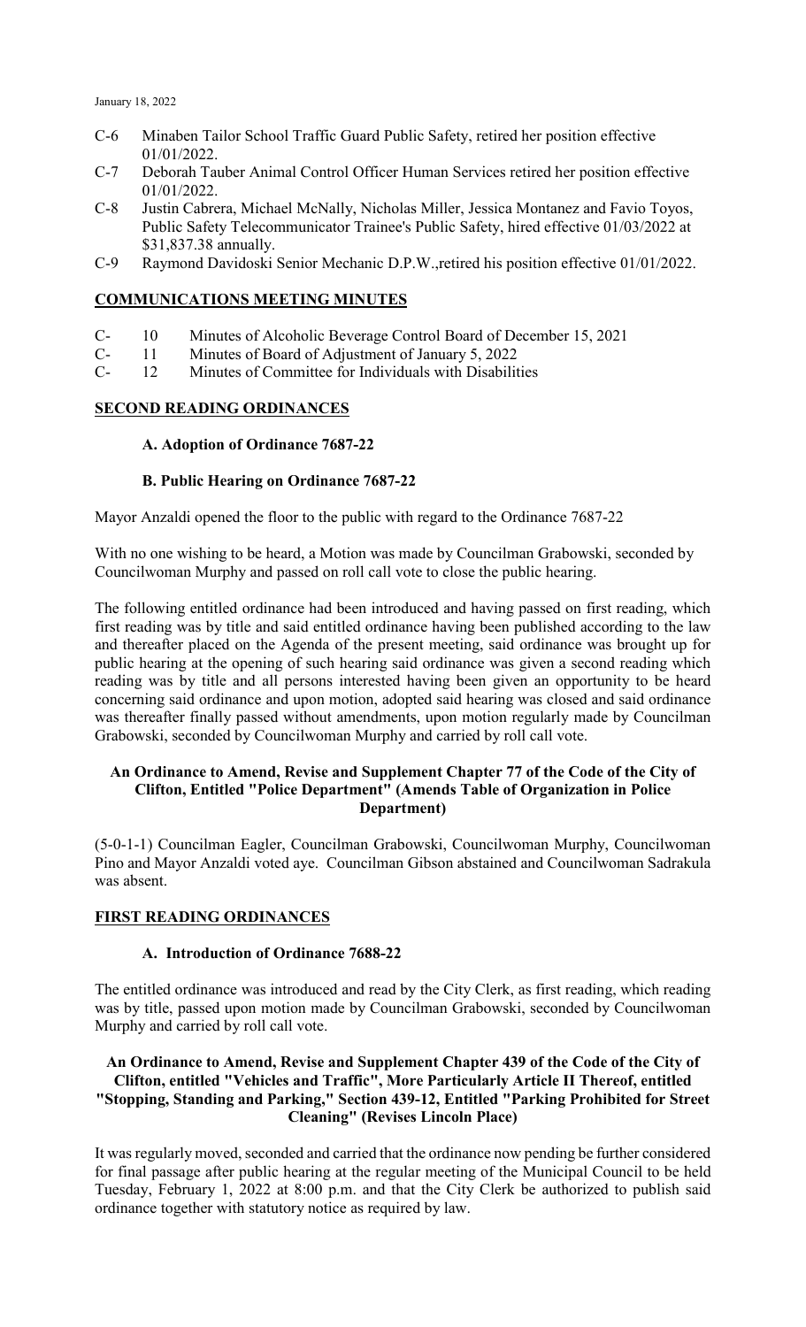C-6 Minaben Tailor School Traffic Guard Public Safety, retired her position effective 01/01/2022.

C-7 Deborah Tauber Animal Control Officer Human Services retired her position effective 01/01/2022.

C-8 Justin Cabrera, Michael McNally, Nicholas Miller, Jessica Montanez and Favio Toyos, Public Safety Telecommunicator Trainee's Public Safety, hired effective 01/03/2022 at $31,837.38 annually.

C-9 Raymond Davidoski Senior Mechanic D.P.W.,retired his position effective 01/01/2022.

## COMMUNICATIONS MEETING MINUTES

C- 10 Minutes of Alcoholic Beverage Control Board of December 15, 2021

C- 11 Minutes of Board of Adjustment of January 5, 2022

C- 12 Minutes of Committee for Individuals with Disabilities

## SECOND READING ORDINANCES

**A. Adoption of Ordinance 7687-22**

**B. Public Hearing on Ordinance 7687-22**

Mayor Anzaldi opened the floor to the public with regard to the Ordinance 7687-22

With no one wishing to be heard, a Motion was made by Councilman Grabowski, seconded by Councilwoman Murphy and passed on roll call vote to close the public hearing.

The following entitled ordinance had been introduced and having passed on first reading, which first reading was by title and said entitled ordinance having been published according to the law and thereafter placed on the Agenda of the present meeting, said ordinance was brought up for public hearing at the opening of such hearing said ordinance was given a second reading which reading was by title and all persons interested having been given an opportunity to be heard concerning said ordinance and upon motion, adopted said hearing was closed and said ordinance was thereafter finally passed without amendments, upon motion regularly made by Councilman Grabowski, seconded by Councilwoman Murphy and carried by roll call vote.

**An Ordinance to Amend, Revise and Supplement Chapter 77 of the Code of the City of Clifton, Entitled "Police Department" (Amends Table of Organization in Police Department)**

(5-0-1-1) Councilman Eagler, Councilman Grabowski, Councilwoman Murphy, Councilwoman Pino and Mayor Anzaldi voted aye. Councilman Gibson abstained and Councilwoman Sadrakula was absent.

## FIRST READING ORDINANCES

**A. Introduction of Ordinance 7688-22**

The entitled ordinance was introduced and read by the City Clerk, as first reading, which reading was by title, passed upon motion made by Councilman Grabowski, seconded by Councilwoman Murphy and carried by roll call vote.

**An Ordinance to Amend, Revise and Supplement Chapter 439 of the Code of the City of Clifton, entitled "Vehicles and Traffic", More Particularly Article II Thereof, entitled "Stopping, Standing and Parking," Section 439-12, Entitled "Parking Prohibited for Street Cleaning" (Revises Lincoln Place)**

It was regularly moved, seconded and carried that the ordinance now pending be further considered for final passage after public hearing at the regular meeting of the Municipal Council to be held Tuesday, February 1, 2022 at 8:00 p.m. and that the City Clerk be authorized to publish said ordinance together with statutory notice as required by law.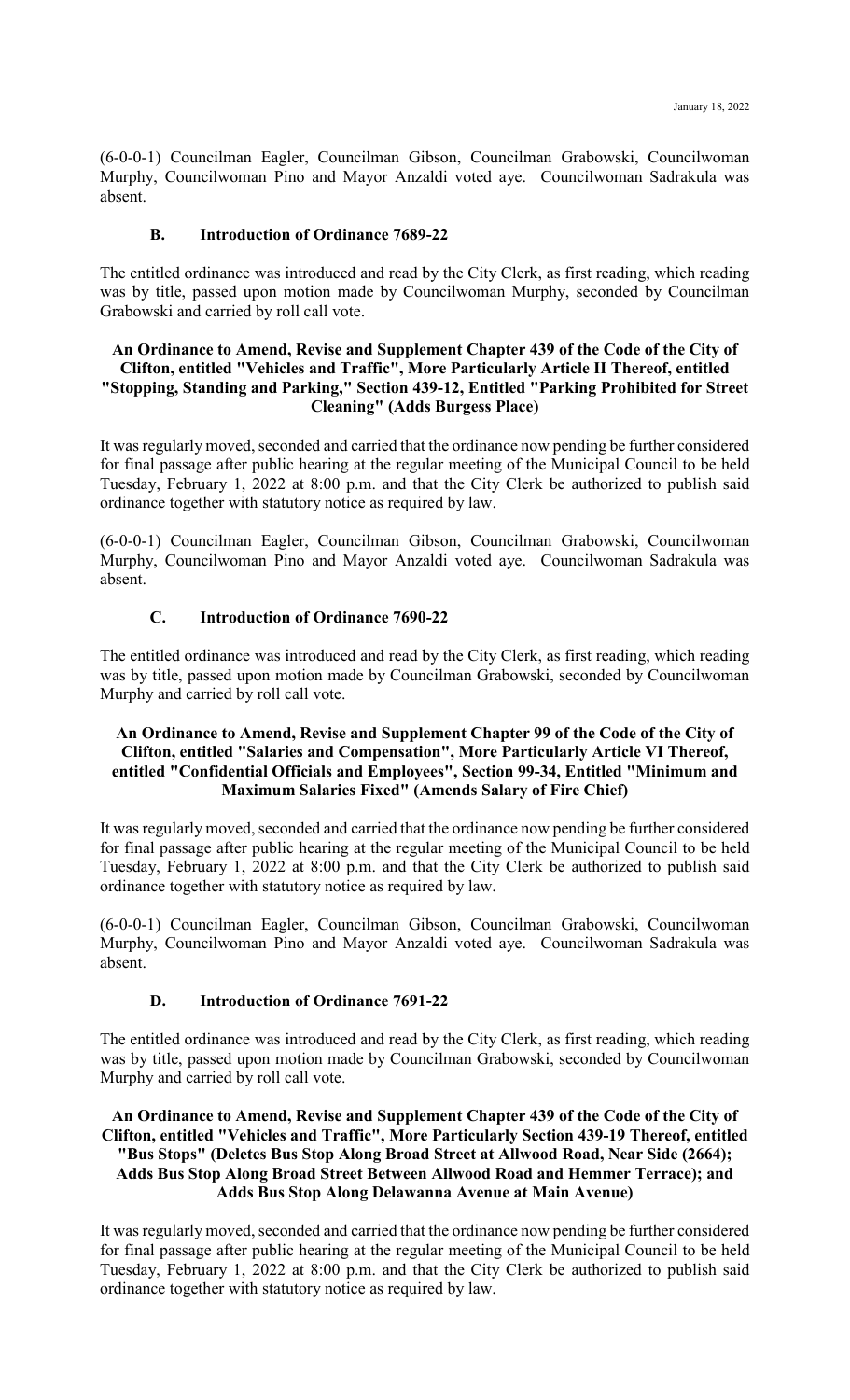(6-0-0-1) Councilman Eagler, Councilman Gibson, Councilman Grabowski, Councilwoman Murphy, Councilwoman Pino and Mayor Anzaldi voted aye. Councilwoman Sadrakula was absent.

### B. Introduction of Ordinance 7689-22

The entitled ordinance was introduced and read by the City Clerk, as first reading, which reading was by title, passed upon motion made by Councilwoman Murphy, seconded by Councilman Grabowski and carried by roll call vote.

**An Ordinance to Amend, Revise and Supplement Chapter 439 of the Code of the City of Clifton, entitled "Vehicles and Traffic", More Particularly Article II Thereof, entitled "Stopping, Standing and Parking," Section 439-12, Entitled "Parking Prohibited for Street Cleaning" (Adds Burgess Place)**

It was regularly moved, seconded and carried that the ordinance now pending be further considered for final passage after public hearing at the regular meeting of the Municipal Council to be held Tuesday, February 1, 2022 at 8:00 p.m. and that the City Clerk be authorized to publish said ordinance together with statutory notice as required by law.

(6-0-0-1) Councilman Eagler, Councilman Gibson, Councilman Grabowski, Councilwoman Murphy, Councilwoman Pino and Mayor Anzaldi voted aye. Councilwoman Sadrakula was absent.

### C. Introduction of Ordinance 7690-22

The entitled ordinance was introduced and read by the City Clerk, as first reading, which reading was by title, passed upon motion made by Councilman Grabowski, seconded by Councilwoman Murphy and carried by roll call vote.

**An Ordinance to Amend, Revise and Supplement Chapter 99 of the Code of the City of Clifton, entitled "Salaries and Compensation", More Particularly Article VI Thereof, entitled "Confidential Officials and Employees", Section 99-34, Entitled "Minimum and Maximum Salaries Fixed" (Amends Salary of Fire Chief)**

It was regularly moved, seconded and carried that the ordinance now pending be further considered for final passage after public hearing at the regular meeting of the Municipal Council to be held Tuesday, February 1, 2022 at 8:00 p.m. and that the City Clerk be authorized to publish said ordinance together with statutory notice as required by law.

(6-0-0-1) Councilman Eagler, Councilman Gibson, Councilman Grabowski, Councilwoman Murphy, Councilwoman Pino and Mayor Anzaldi voted aye. Councilwoman Sadrakula was absent.

### D. Introduction of Ordinance 7691-22

The entitled ordinance was introduced and read by the City Clerk, as first reading, which reading was by title, passed upon motion made by Councilman Grabowski, seconded by Councilwoman Murphy and carried by roll call vote.

**An Ordinance to Amend, Revise and Supplement Chapter 439 of the Code of the City of Clifton, entitled "Vehicles and Traffic", More Particularly Section 439-19 Thereof, entitled "Bus Stops" (Deletes Bus Stop Along Broad Street at Allwood Road, Near Side (2664); Adds Bus Stop Along Broad Street Between Allwood Road and Hemmer Terrace); and Adds Bus Stop Along Delawanna Avenue at Main Avenue)**

It was regularly moved, seconded and carried that the ordinance now pending be further considered for final passage after public hearing at the regular meeting of the Municipal Council to be held Tuesday, February 1, 2022 at 8:00 p.m. and that the City Clerk be authorized to publish said ordinance together with statutory notice as required by law.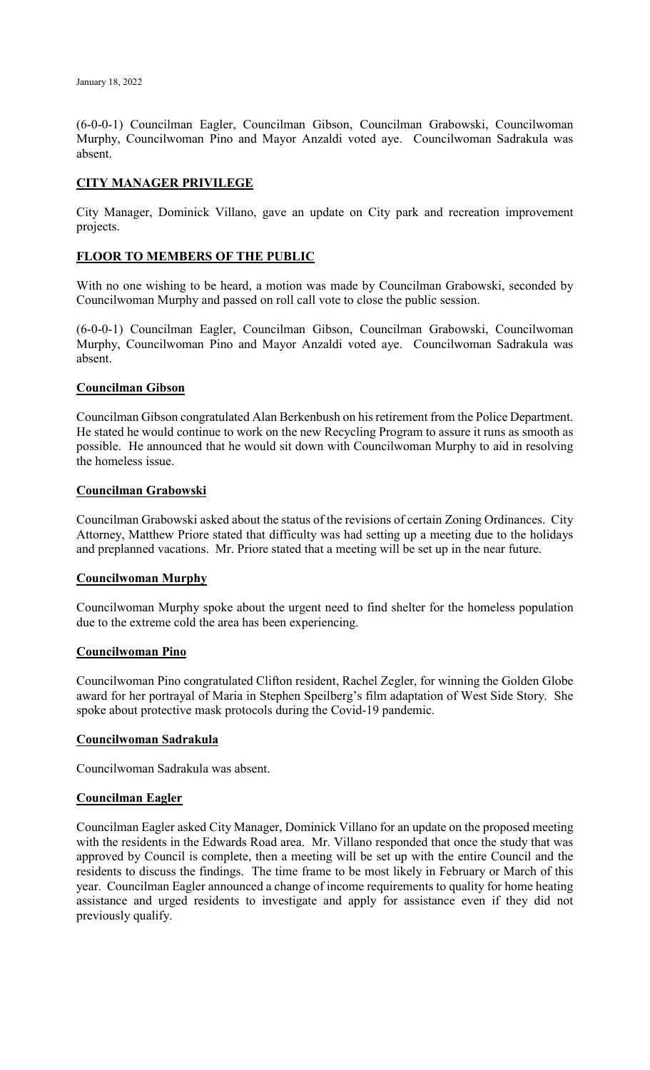(6-0-0-1) Councilman Eagler, Councilman Gibson, Councilman Grabowski, Councilwoman Murphy, Councilwoman Pino and Mayor Anzaldi voted aye. Councilwoman Sadrakula was absent.

## **CITY MANAGER PRIVILEGE**

City Manager, Dominick Villano, gave an update on City park and recreation improvement projects.

## **FLOOR TO MEMBERS OF THE PUBLIC**

With no one wishing to be heard, a motion was made by Councilman Grabowski, seconded by Councilwoman Murphy and passed on roll call vote to close the public session.

(6-0-0-1) Councilman Eagler, Councilman Gibson, Councilman Grabowski, Councilwoman Murphy, Councilwoman Pino and Mayor Anzaldi voted aye. Councilwoman Sadrakula was absent.

### **Councilman Gibson**

Councilman Gibson congratulated Alan Berkenbush on his retirement from the Police Department. He stated he would continue to work on the new Recycling Program to assure it runs as smooth as possible. He announced that he would sit down with Councilwoman Murphy to aid in resolving the homeless issue.

### **Councilman Grabowski**

Councilman Grabowski asked about the status of the revisions of certain Zoning Ordinances. City Attorney, Matthew Priore stated that difficulty was had setting up a meeting due to the holidays and preplanned vacations. Mr. Priore stated that a meeting will be set up in the near future.

### **Councilwoman Murphy**

Councilwoman Murphy spoke about the urgent need to find shelter for the homeless population due to the extreme cold the area has been experiencing.

### **Councilwoman Pino**

Councilwoman Pino congratulated Clifton resident, Rachel Zegler, for winning the Golden Globe award for her portrayal of Maria in Stephen Speilberg's film adaptation of West Side Story. She spoke about protective mask protocols during the Covid-19 pandemic.

### **Councilwoman Sadrakula**

Councilwoman Sadrakula was absent.

### **Councilman Eagler**

Councilman Eagler asked City Manager, Dominick Villano for an update on the proposed meeting with the residents in the Edwards Road area. Mr. Villano responded that once the study that was approved by Council is complete, then a meeting will be set up with the entire Council and the residents to discuss the findings. The time frame to be most likely in February or March of this year. Councilman Eagler announced a change of income requirements to quality for home heating assistance and urged residents to investigate and apply for assistance even if they did not previously qualify.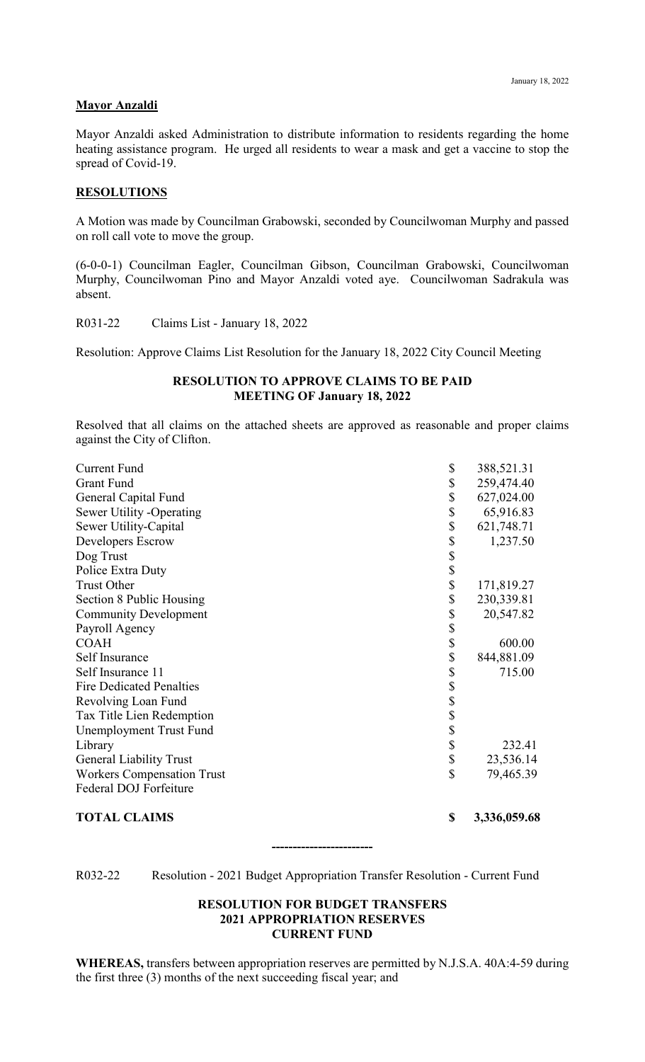**Mayor Anzaldi**

Mayor Anzaldi asked Administration to distribute information to residents regarding the home heating assistance program. He urged all residents to wear a mask and get a vaccine to stop the spread of Covid-19.

**RESOLUTIONS**

A Motion was made by Councilman Grabowski, seconded by Councilwoman Murphy and passed on roll call vote to move the group.

(6-0-0-1) Councilman Eagler, Councilman Gibson, Councilman Grabowski, Councilwoman Murphy, Councilwoman Pino and Mayor Anzaldi voted aye. Councilwoman Sadrakula was absent.

R031-22 Claims List - January 18, 2022

Resolution: Approve Claims List Resolution for the January 18, 2022 City Council Meeting

**RESOLUTION TO APPROVE CLAIMS TO BE PAID**
**MEETING OF January 18, 2022**

Resolved that all claims on the attached sheets are approved as reasonable and proper claims against the City of Clifton.

| | | |
|---|---|---|
| Current Fund | $ | 388,521.31 |
| Grant Fund | $ | 259,474.40 |
| General Capital Fund | $ | 627,024.00 |
| Sewer Utility -Operating | $ | 65,916.83 |
| Sewer Utility-Capital | $ | 621,748.71 |
| Developers Escrow | $ | 1,237.50 |
| Dog Trust | $ | |
| Police Extra Duty | $ | |
| Trust Other | $ | 171,819.27 |
| Section 8 Public Housing | $ | 230,339.81 |
| Community Development | $ | 20,547.82 |
| Payroll Agency | $ | |
| COAH | $ | 600.00 |
| Self Insurance | $ | 844,881.09 |
| Self Insurance 11 | $ | 715.00 |
| Fire Dedicated Penalties | $ | |
| Revolving Loan Fund | $ | |
| Tax Title Lien Redemption | $ | |
| Unemployment Trust Fund | $ | |
| Library | $ | 232.41 |
| General Liability Trust | $ | 23,536.14 |
| Workers Compensation Trust | $ | 79,465.39 |
| Federal DOJ Forfeiture | | |
| **TOTAL CLAIMS** | **$** | **3,336,059.68** |

------------------------

R032-22 Resolution - 2021 Budget Appropriation Transfer Resolution - Current Fund

**RESOLUTION FOR BUDGET TRANSFERS**
**2021 APPROPRIATION RESERVES**
**CURRENT FUND**

**WHEREAS,** transfers between appropriation reserves are permitted by N.J.S.A. 40A:4-59 during the first three (3) months of the next succeeding fiscal year; and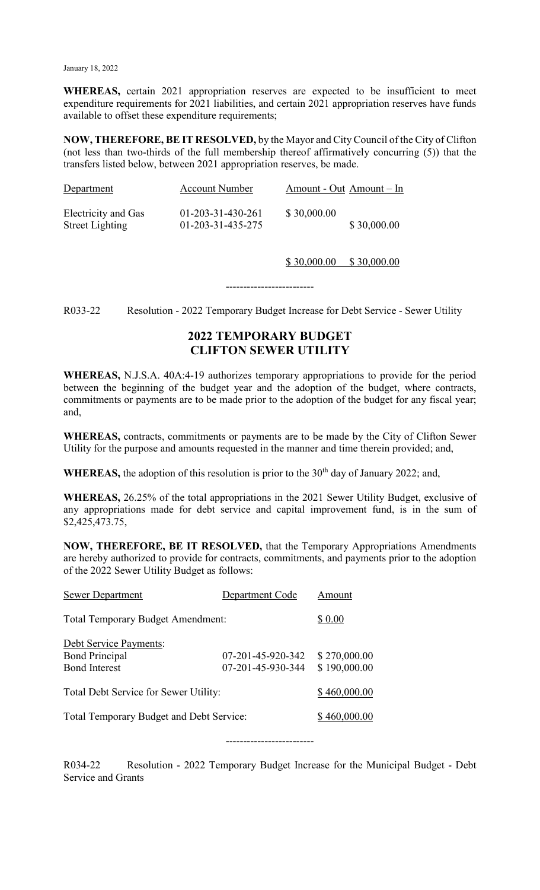January 18, 2022

**WHEREAS,** certain 2021 appropriation reserves are expected to be insufficient to meet expenditure requirements for 2021 liabilities, and certain 2021 appropriation reserves have funds available to offset these expenditure requirements;

**NOW, THEREFORE, BE IT RESOLVED,** by the Mayor and City Council of the City of Clifton (not less than two-thirds of the full membership thereof affirmatively concurring (5)) that the transfers listed below, between 2021 appropriation reserves, be made.

| Department | Account Number | Amount - Out | Amount – In |
|---|---|---|---|
| Electricity and Gas | 01-203-31-430-261 | $ 30,000.00 | |
| Street Lighting | 01-203-31-435-275 | | $ 30,000.00 |
| | | $ 30,000.00 | $ 30,000.00 |

-------------------------

R033-22 Resolution - 2022 Temporary Budget Increase for Debt Service - Sewer Utility

## 2022 TEMPORARY BUDGET
## CLIFTON SEWER UTILITY

**WHEREAS,** N.J.S.A. 40A:4-19 authorizes temporary appropriations to provide for the period between the beginning of the budget year and the adoption of the budget, where contracts, commitments or payments are to be made prior to the adoption of the budget for any fiscal year; and,

**WHEREAS,** contracts, commitments or payments are to be made by the City of Clifton Sewer Utility for the purpose and amounts requested in the manner and time therein provided; and,

**WHEREAS,** the adoption of this resolution is prior to the 30th day of January 2022; and,

**WHEREAS,** 26.25% of the total appropriations in the 2021 Sewer Utility Budget, exclusive of any appropriations made for debt service and capital improvement fund, is in the sum of $2,425,473.75,

**NOW, THEREFORE, BE IT RESOLVED,** that the Temporary Appropriations Amendments are hereby authorized to provide for contracts, commitments, and payments prior to the adoption of the 2022 Sewer Utility Budget as follows:

| Sewer Department | Department Code | Amount |
|---|---|---|
| Total Temporary Budget Amendment: | | $ 0.00 |
| Debt Service Payments: | | |
| Bond Principal | 07-201-45-920-342 | $ 270,000.00 |
| Bond Interest | 07-201-45-930-344 | $ 190,000.00 |
| Total Debt Service for Sewer Utility: | | $ 460,000.00 |
| Total Temporary Budget and Debt Service: | | $ 460,000.00 |

-------------------------

R034-22 Resolution - 2022 Temporary Budget Increase for the Municipal Budget - Debt Service and Grants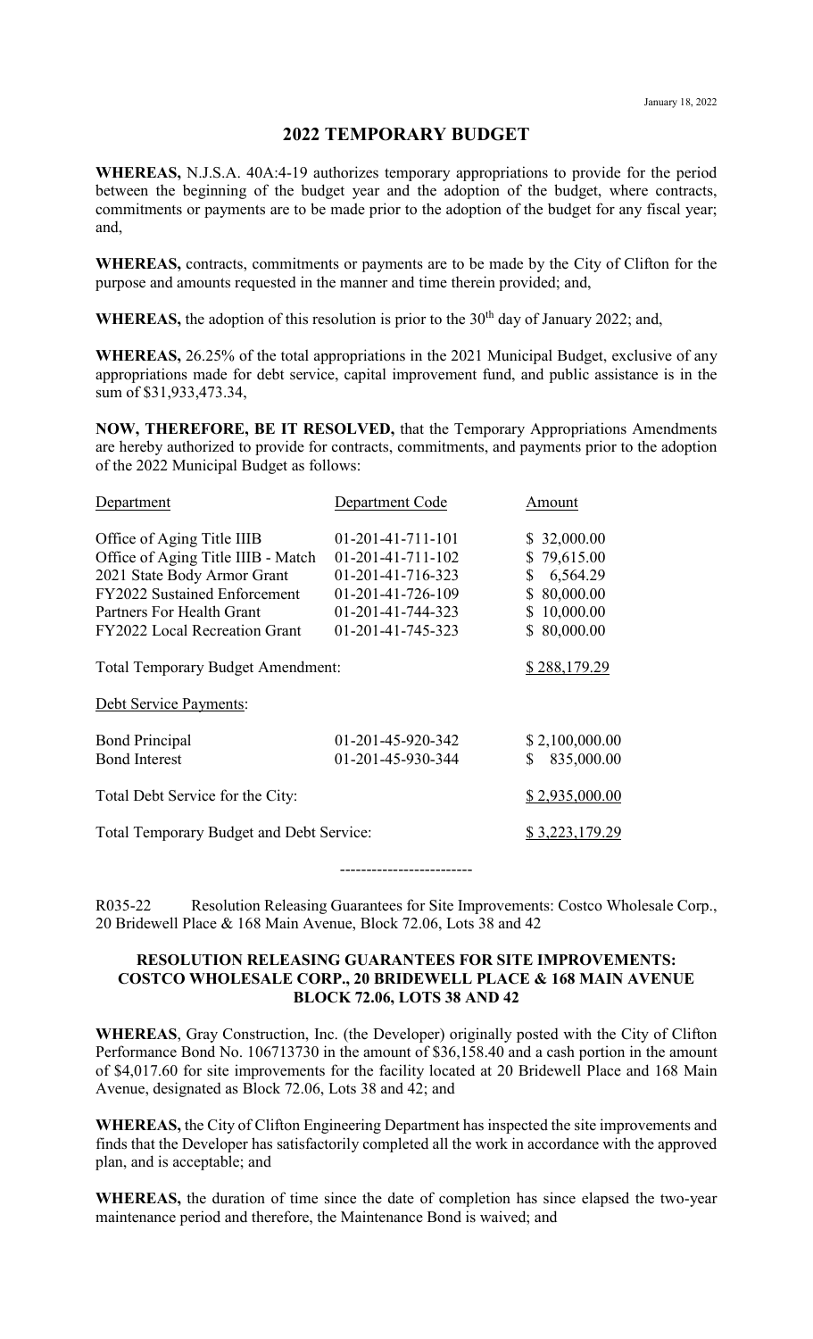January 18, 2022

## 2022 TEMPORARY BUDGET

**WHEREAS,** N.J.S.A. 40A:4-19 authorizes temporary appropriations to provide for the period between the beginning of the budget year and the adoption of the budget, where contracts, commitments or payments are to be made prior to the adoption of the budget for any fiscal year; and,

**WHEREAS,** contracts, commitments or payments are to be made by the City of Clifton for the purpose and amounts requested in the manner and time therein provided; and,

**WHEREAS,** the adoption of this resolution is prior to the 30th day of January 2022; and,

**WHEREAS,** 26.25% of the total appropriations in the 2021 Municipal Budget, exclusive of any appropriations made for debt service, capital improvement fund, and public assistance is in the sum of $31,933,473.34,

**NOW, THEREFORE, BE IT RESOLVED,** that the Temporary Appropriations Amendments are hereby authorized to provide for contracts, commitments, and payments prior to the adoption of the 2022 Municipal Budget as follows:

| Department | Department Code | Amount |
|---|---|---|
| Office of Aging Title IIIB | 01-201-41-711-101 | $ 32,000.00 |
| Office of Aging Title IIIB - Match | 01-201-41-711-102 | $ 79,615.00 |
| 2021 State Body Armor Grant | 01-201-41-716-323 | $ 6,564.29 |
| FY2022 Sustained Enforcement | 01-201-41-726-109 | $ 80,000.00 |
| Partners For Health Grant | 01-201-41-744-323 | $ 10,000.00 |
| FY2022 Local Recreation Grant | 01-201-41-745-323 | $ 80,000.00 |
| Total Temporary Budget Amendment: | | $ 288,179.29 |
| Debt Service Payments: | | |
| Bond Principal | 01-201-45-920-342 | $ 2,100,000.00 |
| Bond Interest | 01-201-45-930-344 | $ 835,000.00 |
| Total Debt Service for the City: | | $ 2,935,000.00 |
| Total Temporary Budget and Debt Service: | | $ 3,223,179.29 |

-------------------------

R035-22 Resolution Releasing Guarantees for Site Improvements: Costco Wholesale Corp., 20 Bridewell Place & 168 Main Avenue, Block 72.06, Lots 38 and 42

### RESOLUTION RELEASING GUARANTEES FOR SITE IMPROVEMENTS: COSTCO WHOLESALE CORP., 20 BRIDEWELL PLACE & 168 MAIN AVENUE BLOCK 72.06, LOTS 38 AND 42

**WHEREAS**, Gray Construction, Inc. (the Developer) originally posted with the City of Clifton Performance Bond No. 106713730 in the amount of $36,158.40 and a cash portion in the amount of $4,017.60 for site improvements for the facility located at 20 Bridewell Place and 168 Main Avenue, designated as Block 72.06, Lots 38 and 42; and

**WHEREAS,** the City of Clifton Engineering Department has inspected the site improvements and finds that the Developer has satisfactorily completed all the work in accordance with the approved plan, and is acceptable; and

**WHEREAS,** the duration of time since the date of completion has since elapsed the two-year maintenance period and therefore, the Maintenance Bond is waived; and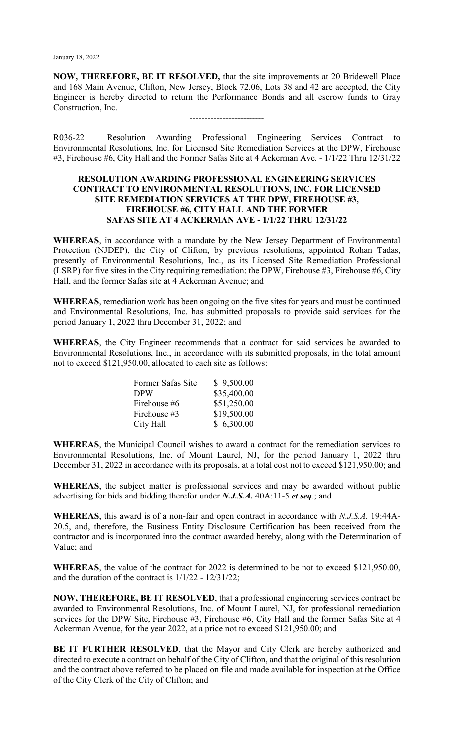January 18, 2022

**NOW, THEREFORE, BE IT RESOLVED,** that the site improvements at 20 Bridewell Place and 168 Main Avenue, Clifton, New Jersey, Block 72.06, Lots 38 and 42 are accepted, the City Engineer is hereby directed to return the Performance Bonds and all escrow funds to Gray Construction, Inc.

-------------------------

R036-22 Resolution Awarding Professional Engineering Services Contract to Environmental Resolutions, Inc. for Licensed Site Remediation Services at the DPW, Firehouse #3, Firehouse #6, City Hall and the Former Safas Site at 4 Ackerman Ave. - 1/1/22 Thru 12/31/22

**RESOLUTION AWARDING PROFESSIONAL ENGINEERING SERVICES CONTRACT TO ENVIRONMENTAL RESOLUTIONS, INC. FOR LICENSED SITE REMEDIATION SERVICES AT THE DPW, FIREHOUSE #3, FIREHOUSE #6, CITY HALL AND THE FORMER SAFAS SITE AT 4 ACKERMAN AVE - 1/1/22 THRU 12/31/22**

**WHEREAS**, in accordance with a mandate by the New Jersey Department of Environmental Protection (NJDEP), the City of Clifton, by previous resolutions, appointed Rohan Tadas, presently of Environmental Resolutions, Inc., as its Licensed Site Remediation Professional (LSRP) for five sites in the City requiring remediation: the DPW, Firehouse #3, Firehouse #6, City Hall, and the former Safas site at 4 Ackerman Avenue; and

**WHEREAS**, remediation work has been ongoing on the five sites for years and must be continued and Environmental Resolutions, Inc. has submitted proposals to provide said services for the period January 1, 2022 thru December 31, 2022; and

**WHEREAS**, the City Engineer recommends that a contract for said services be awarded to Environmental Resolutions, Inc., in accordance with its submitted proposals, in the total amount not to exceed $121,950.00, allocated to each site as follows:

| | |
|---|---|
| Former Safas Site | $ 9,500.00 |
| DPW | $35,400.00 |
| Firehouse #6 | $51,250.00 |
| Firehouse #3 | $19,500.00 |
| City Hall | $ 6,300.00 |

**WHEREAS**, the Municipal Council wishes to award a contract for the remediation services to Environmental Resolutions, Inc. of Mount Laurel, NJ, for the period January 1, 2022 thru December 31, 2022 in accordance with its proposals, at a total cost not to exceed $121,950.00; and

**WHEREAS**, the subject matter is professional services and may be awarded without public advertising for bids and bidding therefor under ***N.J.S.A.*** 40A:11-5 ***et seq***.; and

**WHEREAS**, this award is of a non-fair and open contract in accordance with *N.J.S.A*. 19:44A-20.5, and, therefore, the Business Entity Disclosure Certification has been received from the contractor and is incorporated into the contract awarded hereby, along with the Determination of Value; and

**WHEREAS**, the value of the contract for 2022 is determined to be not to exceed $121,950.00, and the duration of the contract is 1/1/22 - 12/31/22;

**NOW, THEREFORE, BE IT RESOLVED**, that a professional engineering services contract be awarded to Environmental Resolutions, Inc. of Mount Laurel, NJ, for professional remediation services for the DPW Site, Firehouse #3, Firehouse #6, City Hall and the former Safas Site at 4 Ackerman Avenue, for the year 2022, at a price not to exceed $121,950.00; and

**BE IT FURTHER RESOLVED**, that the Mayor and City Clerk are hereby authorized and directed to execute a contract on behalf of the City of Clifton, and that the original of this resolution and the contract above referred to be placed on file and made available for inspection at the Office of the City Clerk of the City of Clifton; and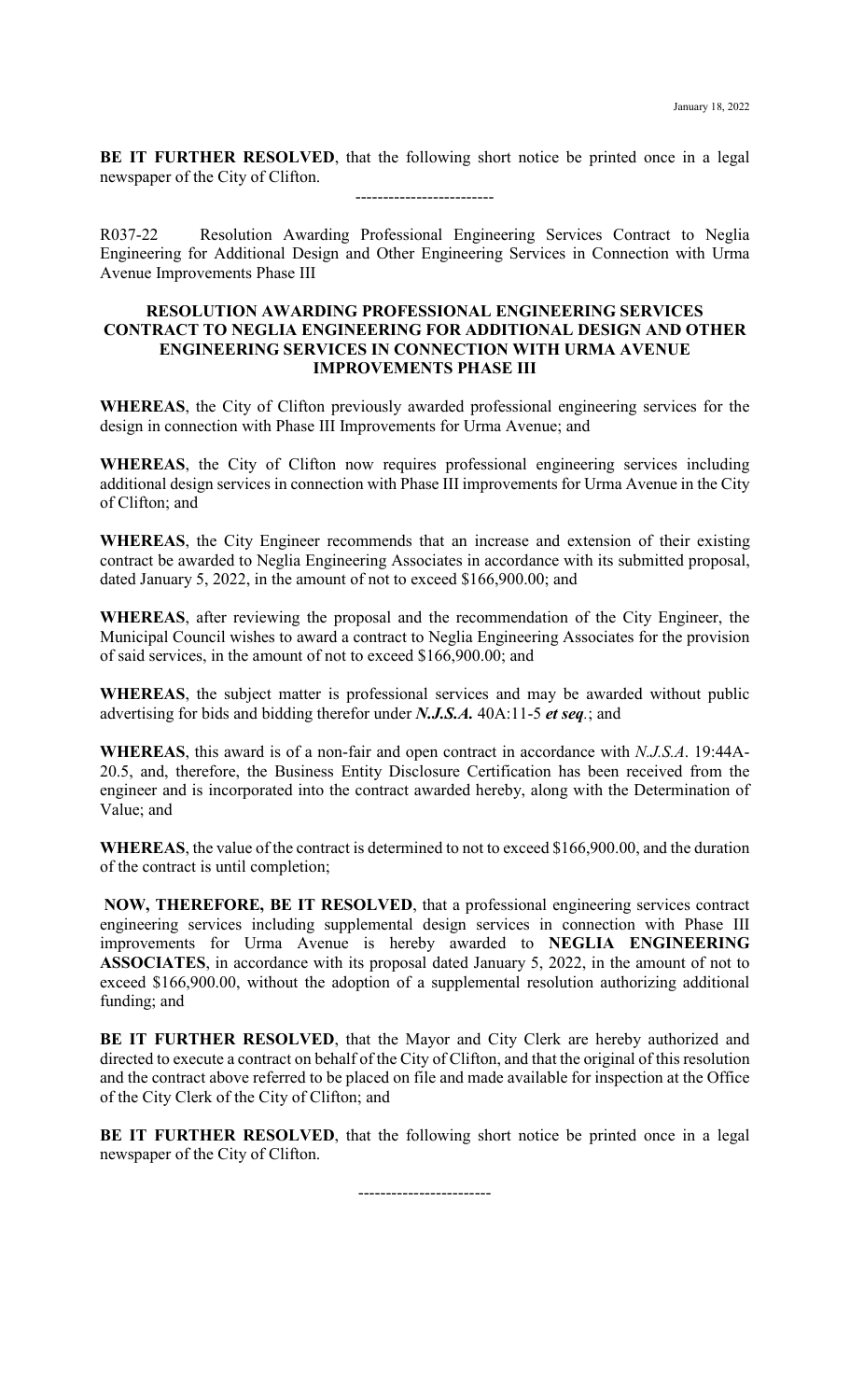**BE IT FURTHER RESOLVED**, that the following short notice be printed once in a legal newspaper of the City of Clifton.

-------------------------

R037-22 Resolution Awarding Professional Engineering Services Contract to Neglia Engineering for Additional Design and Other Engineering Services in Connection with Urma Avenue Improvements Phase III

**RESOLUTION AWARDING PROFESSIONAL ENGINEERING SERVICES CONTRACT TO NEGLIA ENGINEERING FOR ADDITIONAL DESIGN AND OTHER ENGINEERING SERVICES IN CONNECTION WITH URMA AVENUE IMPROVEMENTS PHASE III**

**WHEREAS**, the City of Clifton previously awarded professional engineering services for the design in connection with Phase III Improvements for Urma Avenue; and

**WHEREAS**, the City of Clifton now requires professional engineering services including additional design services in connection with Phase III improvements for Urma Avenue in the City of Clifton; and

**WHEREAS**, the City Engineer recommends that an increase and extension of their existing contract be awarded to Neglia Engineering Associates in accordance with its submitted proposal, dated January 5, 2022, in the amount of not to exceed $166,900.00; and

**WHEREAS**, after reviewing the proposal and the recommendation of the City Engineer, the Municipal Council wishes to award a contract to Neglia Engineering Associates for the provision of said services, in the amount of not to exceed $166,900.00; and

**WHEREAS**, the subject matter is professional services and may be awarded without public advertising for bids and bidding therefor under ***N.J.S.A.*** 40A:11-5 ***et seq***.; and

**WHEREAS**, this award is of a non-fair and open contract in accordance with *N.J.S.A*. 19:44A-20.5, and, therefore, the Business Entity Disclosure Certification has been received from the engineer and is incorporated into the contract awarded hereby, along with the Determination of Value; and

**WHEREAS**, the value of the contract is determined to not to exceed $166,900.00, and the duration of the contract is until completion;

**NOW, THEREFORE, BE IT RESOLVED**, that a professional engineering services contract engineering services including supplemental design services in connection with Phase III improvements for Urma Avenue is hereby awarded to **NEGLIA ENGINEERING ASSOCIATES**, in accordance with its proposal dated January 5, 2022, in the amount of not to exceed $166,900.00, without the adoption of a supplemental resolution authorizing additional funding; and

**BE IT FURTHER RESOLVED**, that the Mayor and City Clerk are hereby authorized and directed to execute a contract on behalf of the City of Clifton, and that the original of this resolution and the contract above referred to be placed on file and made available for inspection at the Office of the City Clerk of the City of Clifton; and

**BE IT FURTHER RESOLVED**, that the following short notice be printed once in a legal newspaper of the City of Clifton.

------------------------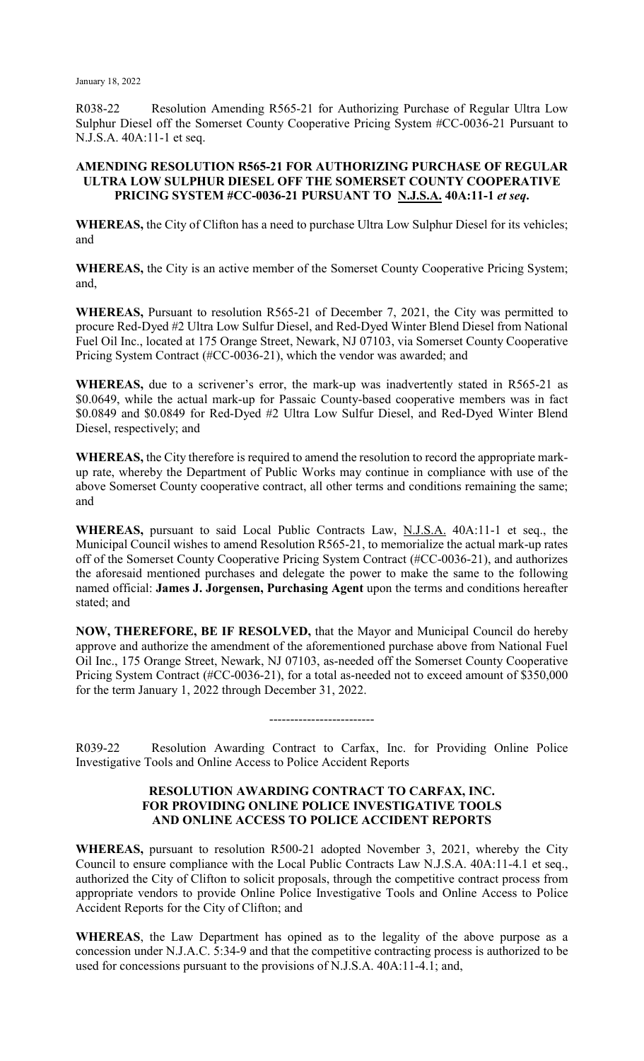January 18, 2022

R038-22 Resolution Amending R565-21 for Authorizing Purchase of Regular Ultra Low Sulphur Diesel off the Somerset County Cooperative Pricing System #CC-0036-21 Pursuant to N.J.S.A. 40A:11-1 et seq.

**AMENDING RESOLUTION R565-21 FOR AUTHORIZING PURCHASE OF REGULAR ULTRA LOW SULPHUR DIESEL OFF THE SOMERSET COUNTY COOPERATIVE PRICING SYSTEM #CC-0036-21 PURSUANT TO N.J.S.A. 40A:11-1 *et seq*.**

**WHEREAS,** the City of Clifton has a need to purchase Ultra Low Sulphur Diesel for its vehicles; and

**WHEREAS,** the City is an active member of the Somerset County Cooperative Pricing System; and,

**WHEREAS,** Pursuant to resolution R565-21 of December 7, 2021, the City was permitted to procure Red-Dyed #2 Ultra Low Sulfur Diesel, and Red-Dyed Winter Blend Diesel from National Fuel Oil Inc., located at 175 Orange Street, Newark, NJ 07103, via Somerset County Cooperative Pricing System Contract (#CC-0036-21), which the vendor was awarded; and

**WHEREAS,** due to a scrivener's error, the mark-up was inadvertently stated in R565-21 as \$0.0649, while the actual mark-up for Passaic County-based cooperative members was in fact \$0.0849 and \$0.0849 for Red-Dyed #2 Ultra Low Sulfur Diesel, and Red-Dyed Winter Blend Diesel, respectively; and

**WHEREAS,** the City therefore is required to amend the resolution to record the appropriate mark-up rate, whereby the Department of Public Works may continue in compliance with use of the above Somerset County cooperative contract, all other terms and conditions remaining the same; and

**WHEREAS,** pursuant to said Local Public Contracts Law, N.J.S.A. 40A:11-1 et seq., the Municipal Council wishes to amend Resolution R565-21, to memorialize the actual mark-up rates off of the Somerset County Cooperative Pricing System Contract (#CC-0036-21), and authorizes the aforesaid mentioned purchases and delegate the power to make the same to the following named official: **James J. Jorgensen, Purchasing Agent** upon the terms and conditions hereafter stated; and

**NOW, THEREFORE, BE IF RESOLVED,** that the Mayor and Municipal Council do hereby approve and authorize the amendment of the aforementioned purchase above from National Fuel Oil Inc., 175 Orange Street, Newark, NJ 07103, as-needed off the Somerset County Cooperative Pricing System Contract (#CC-0036-21), for a total as-needed not to exceed amount of \$350,000 for the term January 1, 2022 through December 31, 2022.

-------------------------

R039-22 Resolution Awarding Contract to Carfax, Inc. for Providing Online Police Investigative Tools and Online Access to Police Accident Reports

**RESOLUTION AWARDING CONTRACT TO CARFAX, INC.
FOR PROVIDING ONLINE POLICE INVESTIGATIVE TOOLS
AND ONLINE ACCESS TO POLICE ACCIDENT REPORTS**

**WHEREAS,** pursuant to resolution R500-21 adopted November 3, 2021, whereby the City Council to ensure compliance with the Local Public Contracts Law N.J.S.A. 40A:11-4.1 et seq., authorized the City of Clifton to solicit proposals, through the competitive contract process from appropriate vendors to provide Online Police Investigative Tools and Online Access to Police Accident Reports for the City of Clifton; and

**WHEREAS**, the Law Department has opined as to the legality of the above purpose as a concession under N.J.A.C. 5:34-9 and that the competitive contracting process is authorized to be used for concessions pursuant to the provisions of N.J.S.A. 40A:11-4.1; and,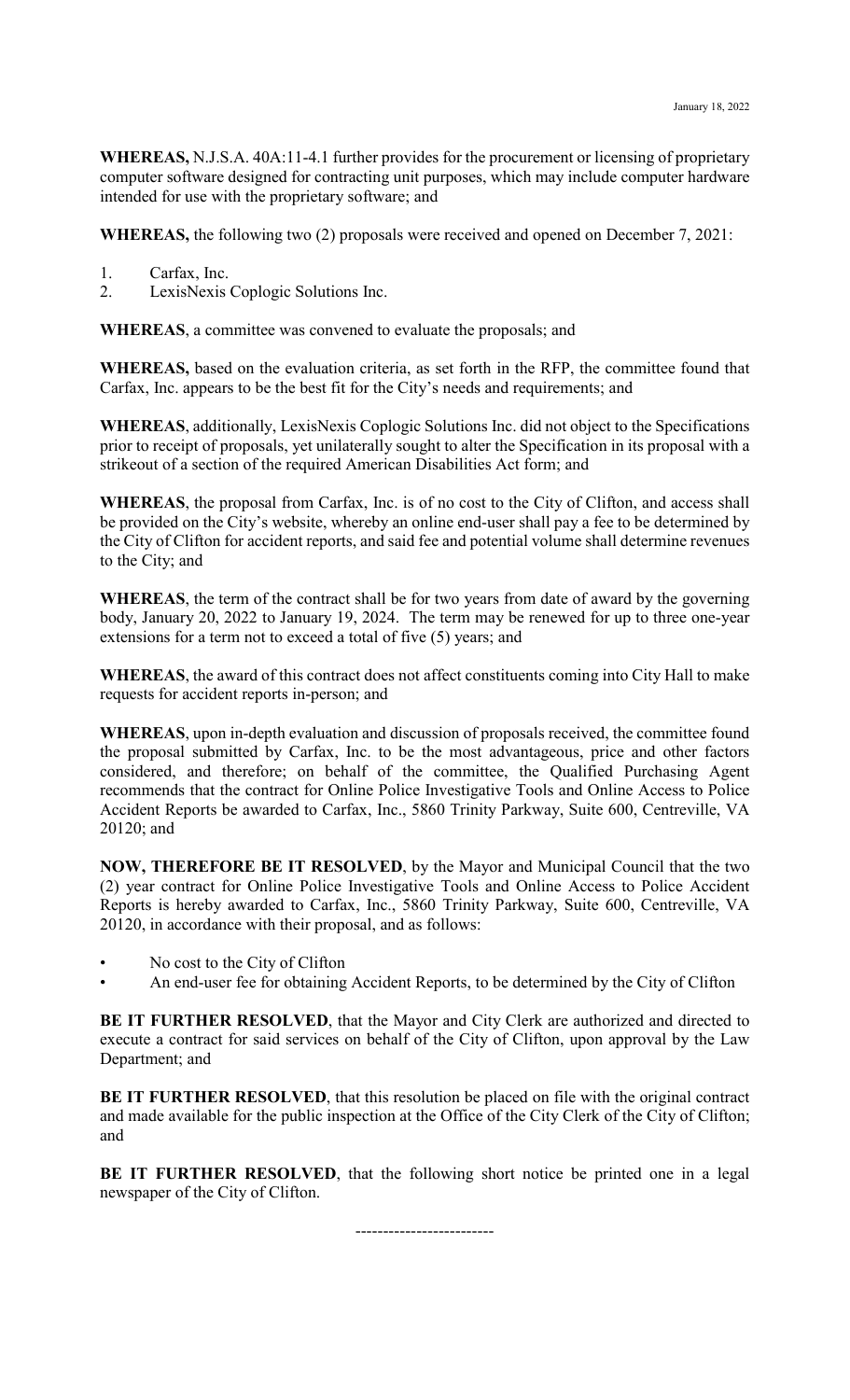**WHEREAS,** N.J.S.A. 40A:11-4.1 further provides for the procurement or licensing of proprietary computer software designed for contracting unit purposes, which may include computer hardware intended for use with the proprietary software; and

**WHEREAS,** the following two (2) proposals were received and opened on December 7, 2021:

1. Carfax, Inc.
2. LexisNexis Coplogic Solutions Inc.

**WHEREAS**, a committee was convened to evaluate the proposals; and

**WHEREAS,** based on the evaluation criteria, as set forth in the RFP, the committee found that Carfax, Inc. appears to be the best fit for the City's needs and requirements; and

**WHEREAS**, additionally, LexisNexis Coplogic Solutions Inc. did not object to the Specifications prior to receipt of proposals, yet unilaterally sought to alter the Specification in its proposal with a strikeout of a section of the required American Disabilities Act form; and

**WHEREAS**, the proposal from Carfax, Inc. is of no cost to the City of Clifton, and access shall be provided on the City's website, whereby an online end-user shall pay a fee to be determined by the City of Clifton for accident reports, and said fee and potential volume shall determine revenues to the City; and

**WHEREAS**, the term of the contract shall be for two years from date of award by the governing body, January 20, 2022 to January 19, 2024. The term may be renewed for up to three one-year extensions for a term not to exceed a total of five (5) years; and

**WHEREAS**, the award of this contract does not affect constituents coming into City Hall to make requests for accident reports in-person; and

**WHEREAS**, upon in-depth evaluation and discussion of proposals received, the committee found the proposal submitted by Carfax, Inc. to be the most advantageous, price and other factors considered, and therefore; on behalf of the committee, the Qualified Purchasing Agent recommends that the contract for Online Police Investigative Tools and Online Access to Police Accident Reports be awarded to Carfax, Inc., 5860 Trinity Parkway, Suite 600, Centreville, VA 20120; and

**NOW, THEREFORE BE IT RESOLVED**, by the Mayor and Municipal Council that the two (2) year contract for Online Police Investigative Tools and Online Access to Police Accident Reports is hereby awarded to Carfax, Inc., 5860 Trinity Parkway, Suite 600, Centreville, VA 20120, in accordance with their proposal, and as follows:

- No cost to the City of Clifton
- An end-user fee for obtaining Accident Reports, to be determined by the City of Clifton

**BE IT FURTHER RESOLVED**, that the Mayor and City Clerk are authorized and directed to execute a contract for said services on behalf of the City of Clifton, upon approval by the Law Department; and

**BE IT FURTHER RESOLVED**, that this resolution be placed on file with the original contract and made available for the public inspection at the Office of the City Clerk of the City of Clifton; and

**BE IT FURTHER RESOLVED**, that the following short notice be printed one in a legal newspaper of the City of Clifton.

-------------------------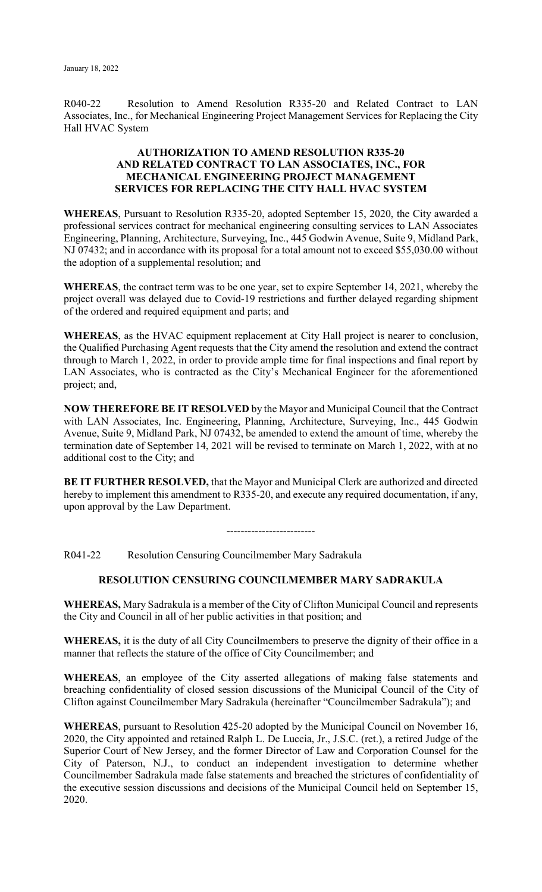January 18, 2022

R040-22 Resolution to Amend Resolution R335-20 and Related Contract to LAN Associates, Inc., for Mechanical Engineering Project Management Services for Replacing the City Hall HVAC System

**AUTHORIZATION TO AMEND RESOLUTION R335-20 AND RELATED CONTRACT TO LAN ASSOCIATES, INC., FOR MECHANICAL ENGINEERING PROJECT MANAGEMENT SERVICES FOR REPLACING THE CITY HALL HVAC SYSTEM**

**WHEREAS**, Pursuant to Resolution R335-20, adopted September 15, 2020, the City awarded a professional services contract for mechanical engineering consulting services to LAN Associates Engineering, Planning, Architecture, Surveying, Inc., 445 Godwin Avenue, Suite 9, Midland Park, NJ 07432; and in accordance with its proposal for a total amount not to exceed $55,030.00 without the adoption of a supplemental resolution; and

**WHEREAS**, the contract term was to be one year, set to expire September 14, 2021, whereby the project overall was delayed due to Covid-19 restrictions and further delayed regarding shipment of the ordered and required equipment and parts; and

**WHEREAS**, as the HVAC equipment replacement at City Hall project is nearer to conclusion, the Qualified Purchasing Agent requests that the City amend the resolution and extend the contract through to March 1, 2022, in order to provide ample time for final inspections and final report by LAN Associates, who is contracted as the City's Mechanical Engineer for the aforementioned project; and,

**NOW THEREFORE BE IT RESOLVED** by the Mayor and Municipal Council that the Contract with LAN Associates, Inc. Engineering, Planning, Architecture, Surveying, Inc., 445 Godwin Avenue, Suite 9, Midland Park, NJ 07432, be amended to extend the amount of time, whereby the termination date of September 14, 2021 will be revised to terminate on March 1, 2022, with at no additional cost to the City; and

**BE IT FURTHER RESOLVED,** that the Mayor and Municipal Clerk are authorized and directed hereby to implement this amendment to R335-20, and execute any required documentation, if any, upon approval by the Law Department.

-------------------------

R041-22 Resolution Censuring Councilmember Mary Sadrakula

**RESOLUTION CENSURING COUNCILMEMBER MARY SADRAKULA**

**WHEREAS,** Mary Sadrakula is a member of the City of Clifton Municipal Council and represents the City and Council in all of her public activities in that position; and

**WHEREAS,** it is the duty of all City Councilmembers to preserve the dignity of their office in a manner that reflects the stature of the office of City Councilmember; and

**WHEREAS**, an employee of the City asserted allegations of making false statements and breaching confidentiality of closed session discussions of the Municipal Council of the City of Clifton against Councilmember Mary Sadrakula (hereinafter "Councilmember Sadrakula"); and

**WHEREAS**, pursuant to Resolution 425-20 adopted by the Municipal Council on November 16, 2020, the City appointed and retained Ralph L. De Luccia, Jr., J.S.C. (ret.), a retired Judge of the Superior Court of New Jersey, and the former Director of Law and Corporation Counsel for the City of Paterson, N.J., to conduct an independent investigation to determine whether Councilmember Sadrakula made false statements and breached the strictures of confidentiality of the executive session discussions and decisions of the Municipal Council held on September 15, 2020.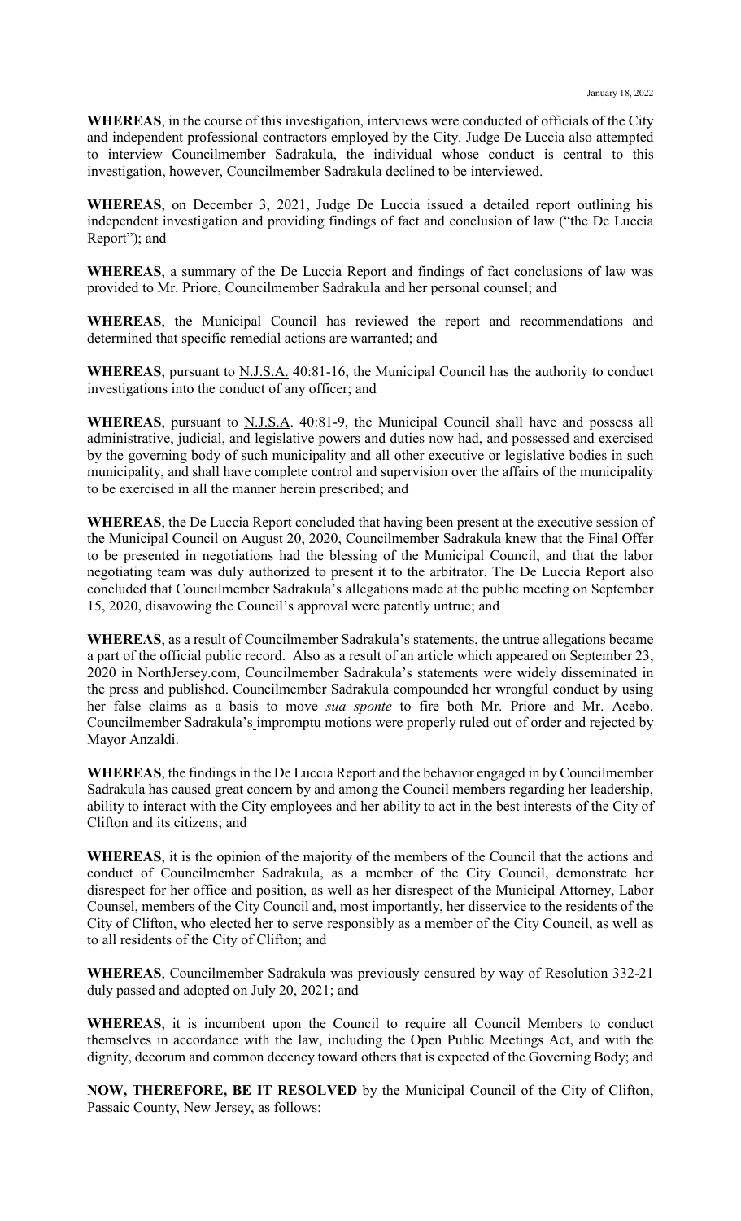January 18, 2022

**WHEREAS**, in the course of this investigation, interviews were conducted of officials of the City and independent professional contractors employed by the City. Judge De Luccia also attempted to interview Councilmember Sadrakula, the individual whose conduct is central to this investigation, however, Councilmember Sadrakula declined to be interviewed.

**WHEREAS**, on December 3, 2021, Judge De Luccia issued a detailed report outlining his independent investigation and providing findings of fact and conclusion of law ("the De Luccia Report"); and

**WHEREAS**, a summary of the De Luccia Report and findings of fact conclusions of law was provided to Mr. Priore, Councilmember Sadrakula and her personal counsel; and

**WHEREAS**, the Municipal Council has reviewed the report and recommendations and determined that specific remedial actions are warranted; and

**WHEREAS**, pursuant to N.J.S.A. 40:81-16, the Municipal Council has the authority to conduct investigations into the conduct of any officer; and

**WHEREAS**, pursuant to N.J.S.A. 40:81-9, the Municipal Council shall have and possess all administrative, judicial, and legislative powers and duties now had, and possessed and exercised by the governing body of such municipality and all other executive or legislative bodies in such municipality, and shall have complete control and supervision over the affairs of the municipality to be exercised in all the manner herein prescribed; and

**WHEREAS**, the De Luccia Report concluded that having been present at the executive session of the Municipal Council on August 20, 2020, Councilmember Sadrakula knew that the Final Offer to be presented in negotiations had the blessing of the Municipal Council, and that the labor negotiating team was duly authorized to present it to the arbitrator. The De Luccia Report also concluded that Councilmember Sadrakula's allegations made at the public meeting on September 15, 2020, disavowing the Council's approval were patently untrue; and

**WHEREAS**, as a result of Councilmember Sadrakula's statements, the untrue allegations became a part of the official public record. Also as a result of an article which appeared on September 23, 2020 in NorthJersey.com, Councilmember Sadrakula's statements were widely disseminated in the press and published. Councilmember Sadrakula compounded her wrongful conduct by using her false claims as a basis to move *sua sponte* to fire both Mr. Priore and Mr. Acebo. Councilmember Sadrakula's impromptu motions were properly ruled out of order and rejected by Mayor Anzaldi.

**WHEREAS**, the findings in the De Luccia Report and the behavior engaged in by Councilmember Sadrakula has caused great concern by and among the Council members regarding her leadership, ability to interact with the City employees and her ability to act in the best interests of the City of Clifton and its citizens; and

**WHEREAS**, it is the opinion of the majority of the members of the Council that the actions and conduct of Councilmember Sadrakula, as a member of the City Council, demonstrate her disrespect for her office and position, as well as her disrespect of the Municipal Attorney, Labor Counsel, members of the City Council and, most importantly, her disservice to the residents of the City of Clifton, who elected her to serve responsibly as a member of the City Council, as well as to all residents of the City of Clifton; and

**WHEREAS**, Councilmember Sadrakula was previously censured by way of Resolution 332-21 duly passed and adopted on July 20, 2021; and

**WHEREAS**, it is incumbent upon the Council to require all Council Members to conduct themselves in accordance with the law, including the Open Public Meetings Act, and with the dignity, decorum and common decency toward others that is expected of the Governing Body; and

**NOW, THEREFORE, BE IT RESOLVED** by the Municipal Council of the City of Clifton, Passaic County, New Jersey, as follows: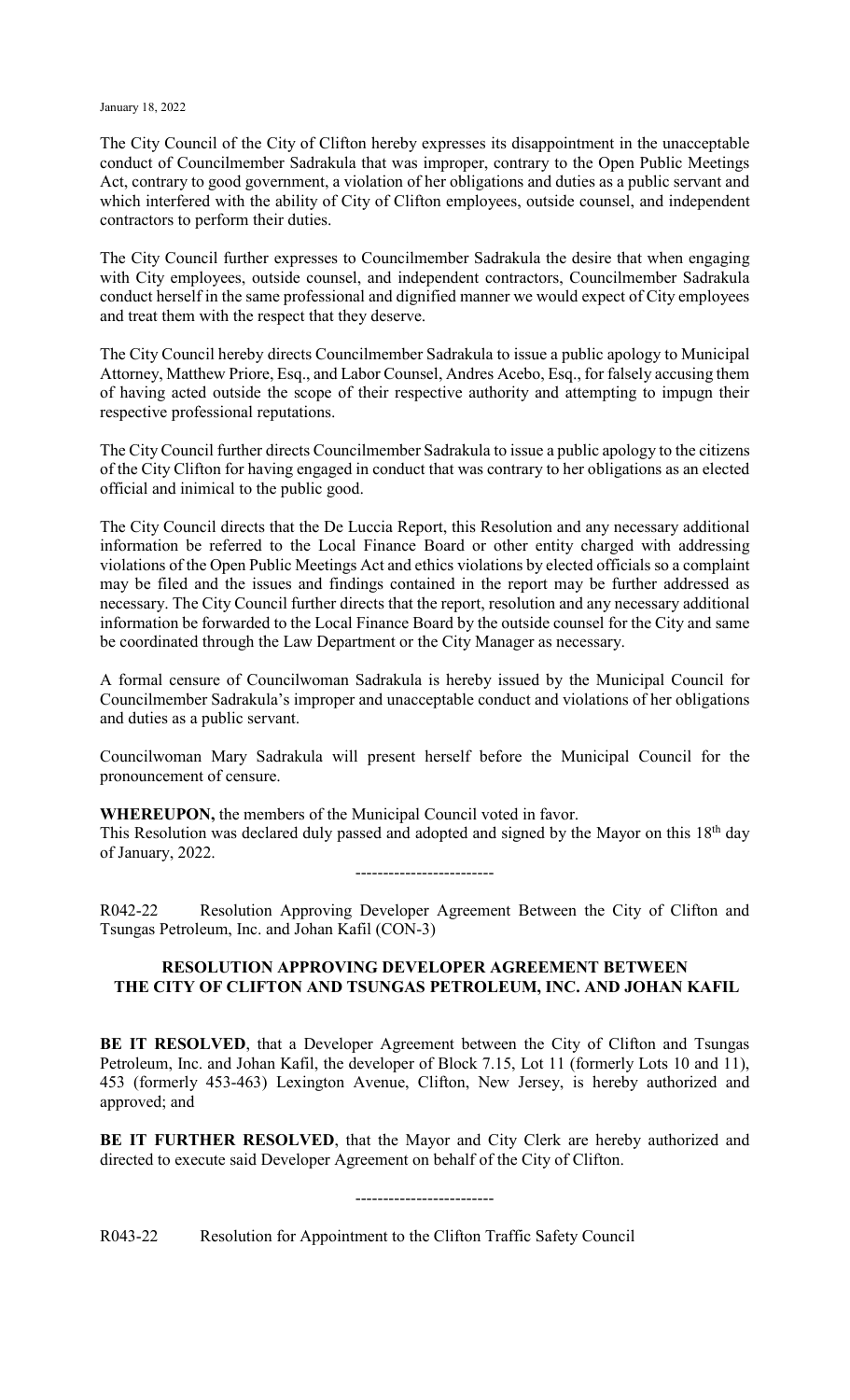The City Council of the City of Clifton hereby expresses its disappointment in the unacceptable conduct of Councilmember Sadrakula that was improper, contrary to the Open Public Meetings Act, contrary to good government, a violation of her obligations and duties as a public servant and which interfered with the ability of City of Clifton employees, outside counsel, and independent contractors to perform their duties.

The City Council further expresses to Councilmember Sadrakula the desire that when engaging with City employees, outside counsel, and independent contractors, Councilmember Sadrakula conduct herself in the same professional and dignified manner we would expect of City employees and treat them with the respect that they deserve.

The City Council hereby directs Councilmember Sadrakula to issue a public apology to Municipal Attorney, Matthew Priore, Esq., and Labor Counsel, Andres Acebo, Esq., for falsely accusing them of having acted outside the scope of their respective authority and attempting to impugn their respective professional reputations.

The City Council further directs Councilmember Sadrakula to issue a public apology to the citizens of the City Clifton for having engaged in conduct that was contrary to her obligations as an elected official and inimical to the public good.

The City Council directs that the De Luccia Report, this Resolution and any necessary additional information be referred to the Local Finance Board or other entity charged with addressing violations of the Open Public Meetings Act and ethics violations by elected officials so a complaint may be filed and the issues and findings contained in the report may be further addressed as necessary. The City Council further directs that the report, resolution and any necessary additional information be forwarded to the Local Finance Board by the outside counsel for the City and same be coordinated through the Law Department or the City Manager as necessary.

A formal censure of Councilwoman Sadrakula is hereby issued by the Municipal Council for Councilmember Sadrakula's improper and unacceptable conduct and violations of her obligations and duties as a public servant.

Councilwoman Mary Sadrakula will present herself before the Municipal Council for the pronouncement of censure.

**WHEREUPON,** the members of the Municipal Council voted in favor.
This Resolution was declared duly passed and adopted and signed by the Mayor on this 18th day of January, 2022.

-------------------------

R042-22 Resolution Approving Developer Agreement Between the City of Clifton and Tsungas Petroleum, Inc. and Johan Kafil (CON-3)

**RESOLUTION APPROVING DEVELOPER AGREEMENT BETWEEN THE CITY OF CLIFTON AND TSUNGAS PETROLEUM, INC. AND JOHAN KAFIL**

**BE IT RESOLVED**, that a Developer Agreement between the City of Clifton and Tsungas Petroleum, Inc. and Johan Kafil, the developer of Block 7.15, Lot 11 (formerly Lots 10 and 11), 453 (formerly 453-463) Lexington Avenue, Clifton, New Jersey, is hereby authorized and approved; and

**BE IT FURTHER RESOLVED**, that the Mayor and City Clerk are hereby authorized and directed to execute said Developer Agreement on behalf of the City of Clifton.

-------------------------

R043-22 Resolution for Appointment to the Clifton Traffic Safety Council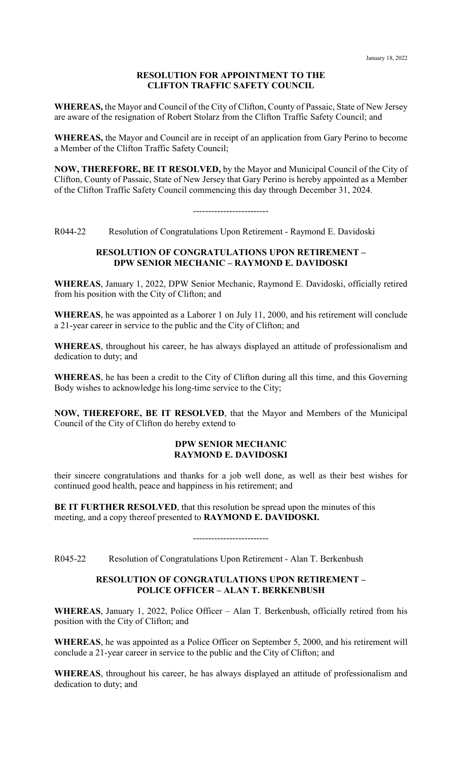January 18, 2022

**RESOLUTION FOR APPOINTMENT TO THE CLIFTON TRAFFIC SAFETY COUNCIL**

**WHEREAS,** the Mayor and Council of the City of Clifton, County of Passaic, State of New Jersey are aware of the resignation of Robert Stolarz from the Clifton Traffic Safety Council; and

**WHEREAS,** the Mayor and Council are in receipt of an application from Gary Perino to become a Member of the Clifton Traffic Safety Council;

**NOW, THEREFORE, BE IT RESOLVED,** by the Mayor and Municipal Council of the City of Clifton, County of Passaic, State of New Jersey that Gary Perino is hereby appointed as a Member of the Clifton Traffic Safety Council commencing this day through December 31, 2024.

-------------------------

R044-22 Resolution of Congratulations Upon Retirement - Raymond E. Davidoski

**RESOLUTION OF CONGRATULATIONS UPON RETIREMENT – DPW SENIOR MECHANIC – RAYMOND E. DAVIDOSKI**

**WHEREAS**, January 1, 2022, DPW Senior Mechanic, Raymond E. Davidoski, officially retired from his position with the City of Clifton; and

**WHEREAS**, he was appointed as a Laborer 1 on July 11, 2000, and his retirement will conclude a 21-year career in service to the public and the City of Clifton; and

**WHEREAS**, throughout his career, he has always displayed an attitude of professionalism and dedication to duty; and

**WHEREAS**, he has been a credit to the City of Clifton during all this time, and this Governing Body wishes to acknowledge his long-time service to the City;

**NOW, THEREFORE, BE IT RESOLVED**, that the Mayor and Members of the Municipal Council of the City of Clifton do hereby extend to

**DPW SENIOR MECHANIC**
**RAYMOND E. DAVIDOSKI**

their sincere congratulations and thanks for a job well done, as well as their best wishes for continued good health, peace and happiness in his retirement; and

**BE IT FURTHER RESOLVED**, that this resolution be spread upon the minutes of this meeting, and a copy thereof presented to **RAYMOND E. DAVIDOSKI.**

-------------------------

R045-22 Resolution of Congratulations Upon Retirement - Alan T. Berkenbush

**RESOLUTION OF CONGRATULATIONS UPON RETIREMENT – POLICE OFFICER – ALAN T. BERKENBUSH**

**WHEREAS**, January 1, 2022, Police Officer – Alan T. Berkenbush, officially retired from his position with the City of Clifton; and

**WHEREAS**, he was appointed as a Police Officer on September 5, 2000, and his retirement will conclude a 21-year career in service to the public and the City of Clifton; and

**WHEREAS**, throughout his career, he has always displayed an attitude of professionalism and dedication to duty; and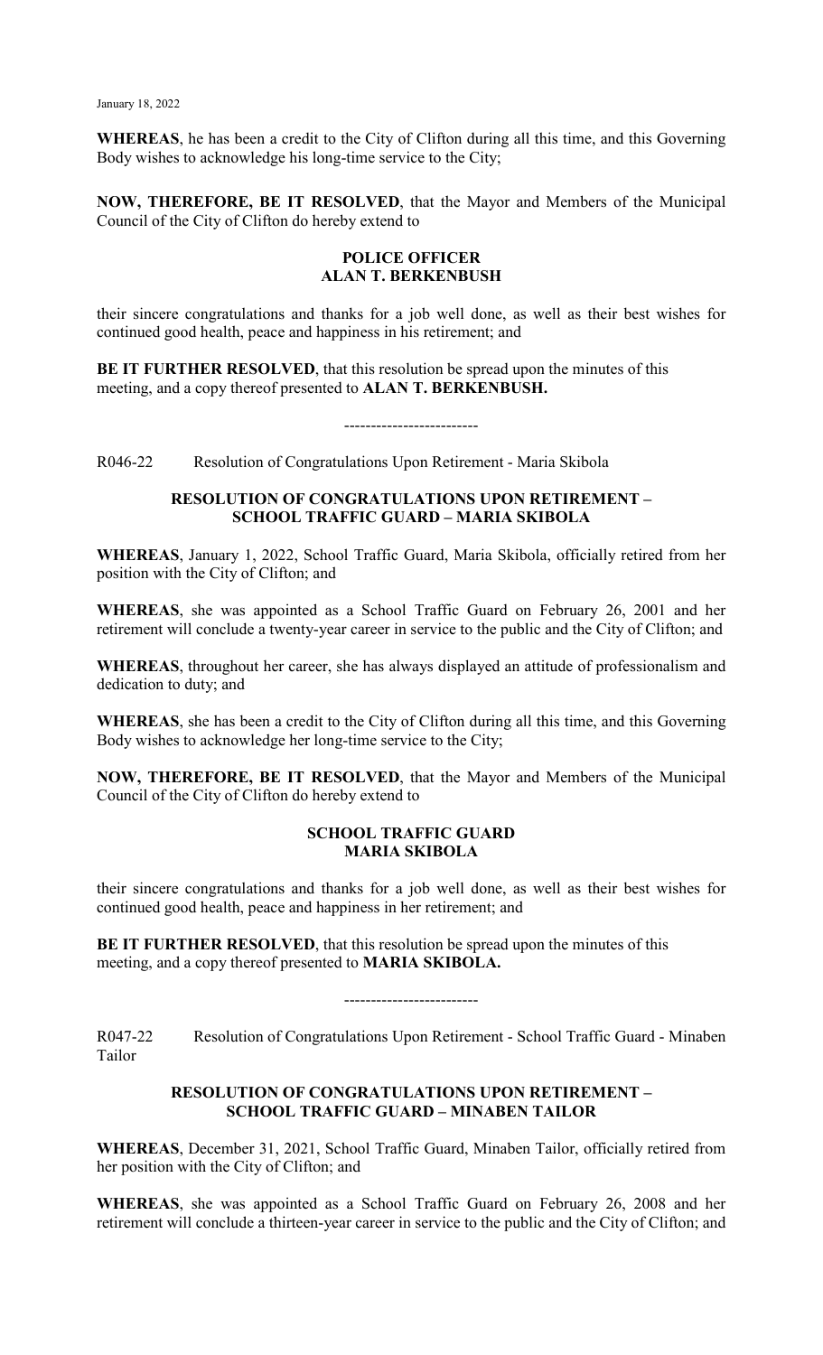**WHEREAS**, he has been a credit to the City of Clifton during all this time, and this Governing Body wishes to acknowledge his long-time service to the City;

**NOW, THEREFORE, BE IT RESOLVED**, that the Mayor and Members of the Municipal Council of the City of Clifton do hereby extend to

**POLICE OFFICER**
**ALAN T. BERKENBUSH**

their sincere congratulations and thanks for a job well done, as well as their best wishes for continued good health, peace and happiness in his retirement; and

**BE IT FURTHER RESOLVED**, that this resolution be spread upon the minutes of this meeting, and a copy thereof presented to **ALAN T. BERKENBUSH.**

-------------------------

R046-22 Resolution of Congratulations Upon Retirement - Maria Skibola

**RESOLUTION OF CONGRATULATIONS UPON RETIREMENT –**
**SCHOOL TRAFFIC GUARD – MARIA SKIBOLA**

**WHEREAS**, January 1, 2022, School Traffic Guard, Maria Skibola, officially retired from her position with the City of Clifton; and

**WHEREAS**, she was appointed as a School Traffic Guard on February 26, 2001 and her retirement will conclude a twenty-year career in service to the public and the City of Clifton; and

**WHEREAS**, throughout her career, she has always displayed an attitude of professionalism and dedication to duty; and

**WHEREAS**, she has been a credit to the City of Clifton during all this time, and this Governing Body wishes to acknowledge her long-time service to the City;

**NOW, THEREFORE, BE IT RESOLVED**, that the Mayor and Members of the Municipal Council of the City of Clifton do hereby extend to

**SCHOOL TRAFFIC GUARD**
**MARIA SKIBOLA**

their sincere congratulations and thanks for a job well done, as well as their best wishes for continued good health, peace and happiness in her retirement; and

**BE IT FURTHER RESOLVED**, that this resolution be spread upon the minutes of this meeting, and a copy thereof presented to **MARIA SKIBOLA.**

-------------------------

R047-22 Resolution of Congratulations Upon Retirement - School Traffic Guard - Minaben Tailor

**RESOLUTION OF CONGRATULATIONS UPON RETIREMENT –**
**SCHOOL TRAFFIC GUARD – MINABEN TAILOR**

**WHEREAS**, December 31, 2021, School Traffic Guard, Minaben Tailor, officially retired from her position with the City of Clifton; and

**WHEREAS**, she was appointed as a School Traffic Guard on February 26, 2008 and her retirement will conclude a thirteen-year career in service to the public and the City of Clifton; and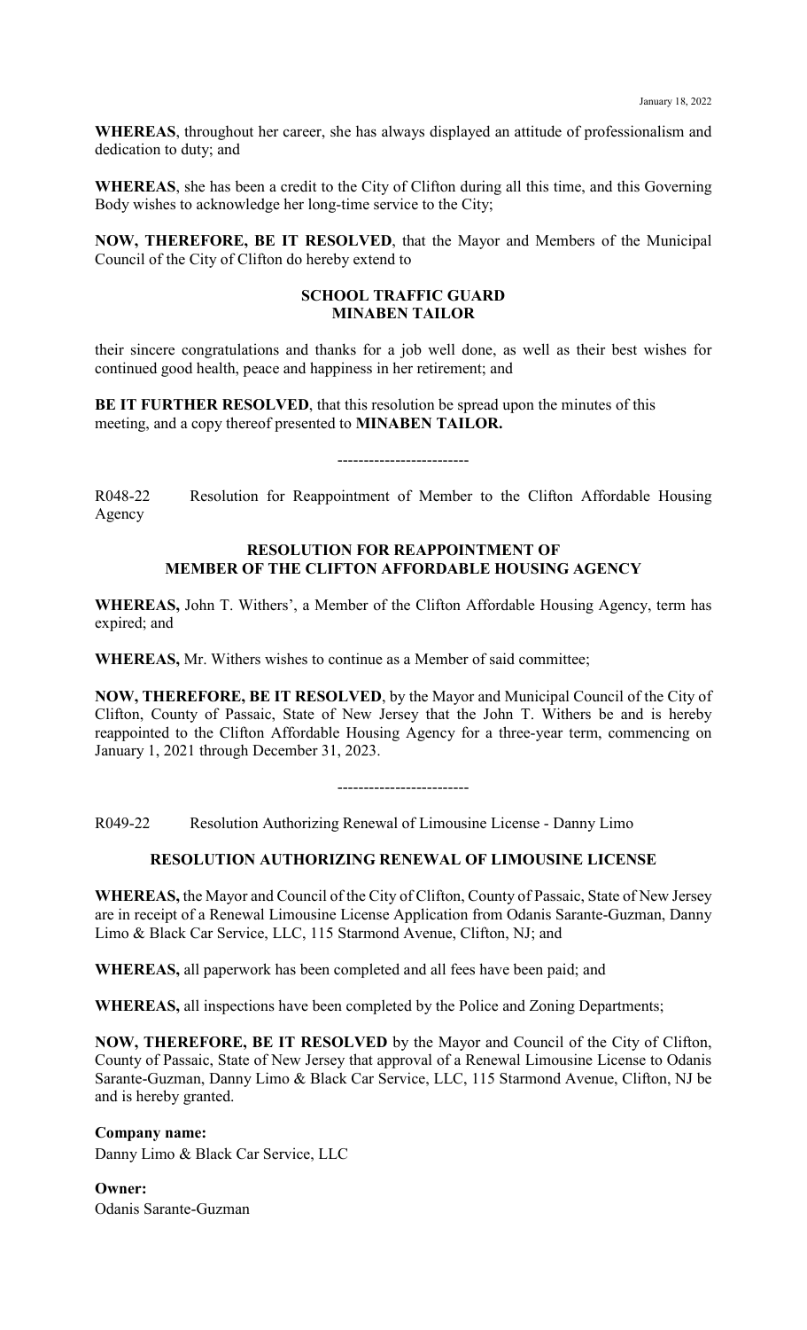**WHEREAS**, throughout her career, she has always displayed an attitude of professionalism and dedication to duty; and

**WHEREAS**, she has been a credit to the City of Clifton during all this time, and this Governing Body wishes to acknowledge her long-time service to the City;

**NOW, THEREFORE, BE IT RESOLVED**, that the Mayor and Members of the Municipal Council of the City of Clifton do hereby extend to

**SCHOOL TRAFFIC GUARD**
**MINABEN TAILOR**

their sincere congratulations and thanks for a job well done, as well as their best wishes for continued good health, peace and happiness in her retirement; and

**BE IT FURTHER RESOLVED**, that this resolution be spread upon the minutes of this meeting, and a copy thereof presented to **MINABEN TAILOR.**

-------------------------

R048-22 Resolution for Reappointment of Member to the Clifton Affordable Housing Agency

**RESOLUTION FOR REAPPOINTMENT OF**
**MEMBER OF THE CLIFTON AFFORDABLE HOUSING AGENCY**

**WHEREAS,** John T. Withers', a Member of the Clifton Affordable Housing Agency, term has expired; and

**WHEREAS,** Mr. Withers wishes to continue as a Member of said committee;

**NOW, THEREFORE, BE IT RESOLVED**, by the Mayor and Municipal Council of the City of Clifton, County of Passaic, State of New Jersey that the John T. Withers be and is hereby reappointed to the Clifton Affordable Housing Agency for a three-year term, commencing on January 1, 2021 through December 31, 2023.

-------------------------

R049-22 Resolution Authorizing Renewal of Limousine License - Danny Limo

**RESOLUTION AUTHORIZING RENEWAL OF LIMOUSINE LICENSE**

**WHEREAS,** the Mayor and Council of the City of Clifton, County of Passaic, State of New Jersey are in receipt of a Renewal Limousine License Application from Odanis Sarante-Guzman, Danny Limo & Black Car Service, LLC, 115 Starmond Avenue, Clifton, NJ; and

**WHEREAS,** all paperwork has been completed and all fees have been paid; and

**WHEREAS,** all inspections have been completed by the Police and Zoning Departments;

**NOW, THEREFORE, BE IT RESOLVED** by the Mayor and Council of the City of Clifton, County of Passaic, State of New Jersey that approval of a Renewal Limousine License to Odanis Sarante-Guzman, Danny Limo & Black Car Service, LLC, 115 Starmond Avenue, Clifton, NJ be and is hereby granted.

**Company name:**
Danny Limo & Black Car Service, LLC

**Owner:**
Odanis Sarante-Guzman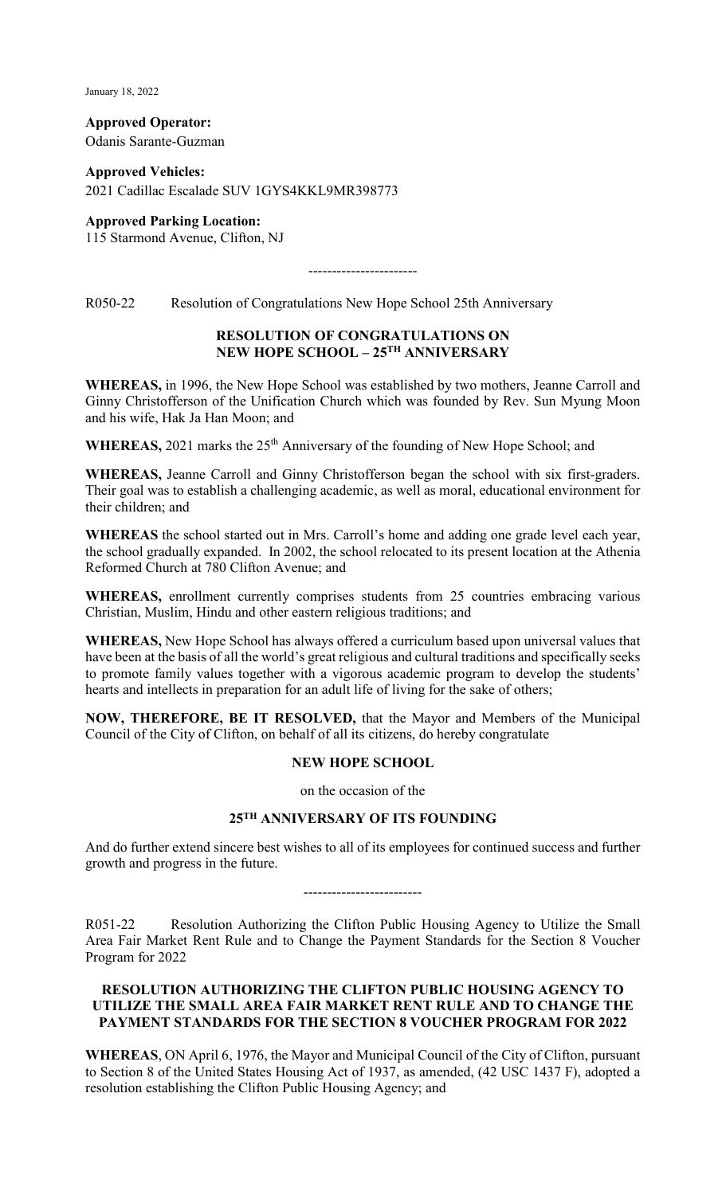January 18, 2022

**Approved Operator:**
Odanis Sarante-Guzman

**Approved Vehicles:**
2021 Cadillac Escalade SUV 1GYS4KKL9MR398773

**Approved Parking Location:**
115 Starmond Avenue, Clifton, NJ

-----------------------

R050-22 Resolution of Congratulations New Hope School 25th Anniversary

**RESOLUTION OF CONGRATULATIONS ON NEW HOPE SCHOOL – 25TH ANNIVERSARY**

**WHEREAS,** in 1996, the New Hope School was established by two mothers, Jeanne Carroll and Ginny Christofferson of the Unification Church which was founded by Rev. Sun Myung Moon and his wife, Hak Ja Han Moon; and

**WHEREAS,** 2021 marks the 25th Anniversary of the founding of New Hope School; and

**WHEREAS,** Jeanne Carroll and Ginny Christofferson began the school with six first-graders. Their goal was to establish a challenging academic, as well as moral, educational environment for their children; and

**WHEREAS** the school started out in Mrs. Carroll's home and adding one grade level each year, the school gradually expanded. In 2002, the school relocated to its present location at the Athenia Reformed Church at 780 Clifton Avenue; and

**WHEREAS,** enrollment currently comprises students from 25 countries embracing various Christian, Muslim, Hindu and other eastern religious traditions; and

**WHEREAS,** New Hope School has always offered a curriculum based upon universal values that have been at the basis of all the world's great religious and cultural traditions and specifically seeks to promote family values together with a vigorous academic program to develop the students' hearts and intellects in preparation for an adult life of living for the sake of others;

**NOW, THEREFORE, BE IT RESOLVED,** that the Mayor and Members of the Municipal Council of the City of Clifton, on behalf of all its citizens, do hereby congratulate

**NEW HOPE SCHOOL**

on the occasion of the

**25TH ANNIVERSARY OF ITS FOUNDING**

And do further extend sincere best wishes to all of its employees for continued success and further growth and progress in the future.

-------------------------

R051-22 Resolution Authorizing the Clifton Public Housing Agency to Utilize the Small Area Fair Market Rent Rule and to Change the Payment Standards for the Section 8 Voucher Program for 2022

**RESOLUTION AUTHORIZING THE CLIFTON PUBLIC HOUSING AGENCY TO UTILIZE THE SMALL AREA FAIR MARKET RENT RULE AND TO CHANGE THE PAYMENT STANDARDS FOR THE SECTION 8 VOUCHER PROGRAM FOR 2022**

**WHEREAS**, ON April 6, 1976, the Mayor and Municipal Council of the City of Clifton, pursuant to Section 8 of the United States Housing Act of 1937, as amended, (42 USC 1437 F), adopted a resolution establishing the Clifton Public Housing Agency; and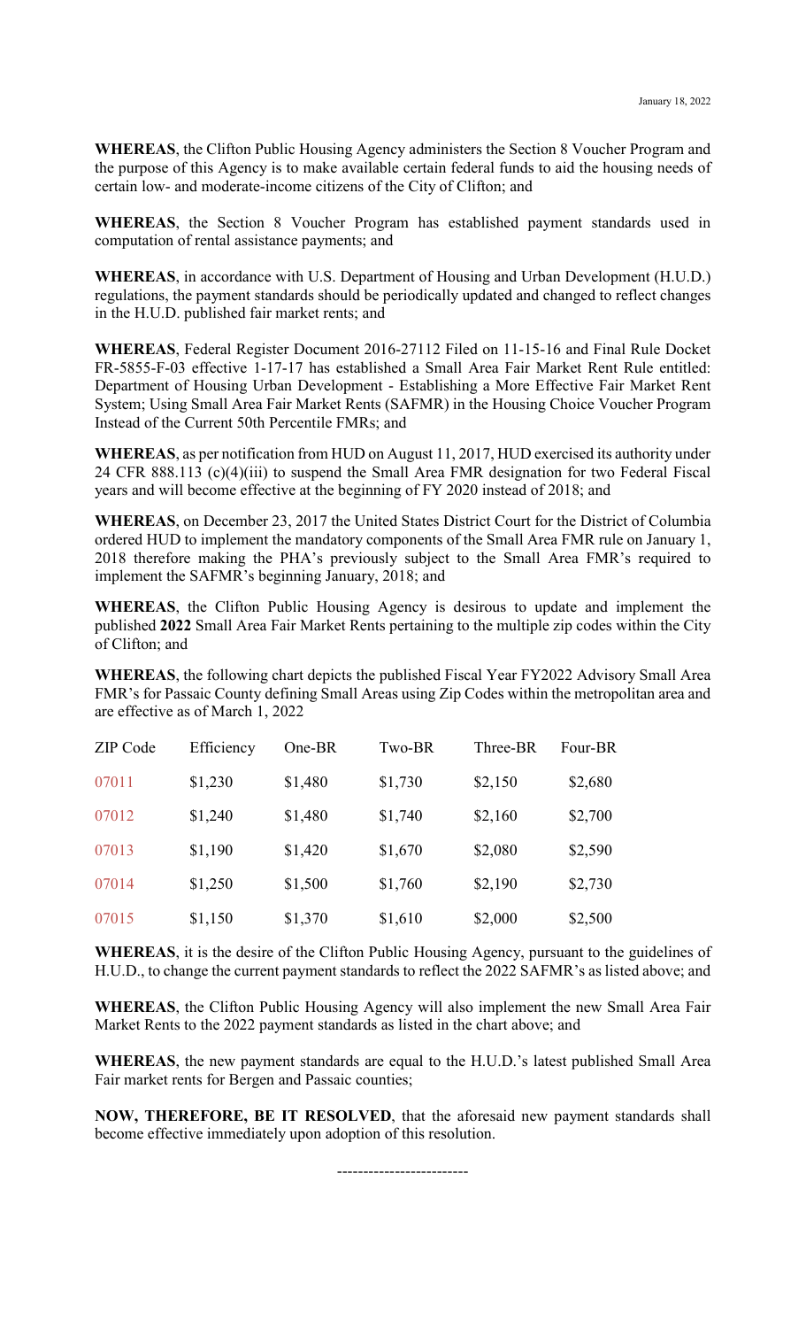January 18, 2022

**WHEREAS**, the Clifton Public Housing Agency administers the Section 8 Voucher Program and the purpose of this Agency is to make available certain federal funds to aid the housing needs of certain low- and moderate-income citizens of the City of Clifton; and

**WHEREAS**, the Section 8 Voucher Program has established payment standards used in computation of rental assistance payments; and

**WHEREAS**, in accordance with U.S. Department of Housing and Urban Development (H.U.D.) regulations, the payment standards should be periodically updated and changed to reflect changes in the H.U.D. published fair market rents; and

**WHEREAS**, Federal Register Document 2016-27112 Filed on 11-15-16 and Final Rule Docket FR-5855-F-03 effective 1-17-17 has established a Small Area Fair Market Rent Rule entitled: Department of Housing Urban Development - Establishing a More Effective Fair Market Rent System; Using Small Area Fair Market Rents (SAFMR) in the Housing Choice Voucher Program Instead of the Current 50th Percentile FMRs; and

**WHEREAS**, as per notification from HUD on August 11, 2017, HUD exercised its authority under 24 CFR 888.113 (c)(4)(iii) to suspend the Small Area FMR designation for two Federal Fiscal years and will become effective at the beginning of FY 2020 instead of 2018; and

**WHEREAS**, on December 23, 2017 the United States District Court for the District of Columbia ordered HUD to implement the mandatory components of the Small Area FMR rule on January 1, 2018 therefore making the PHA's previously subject to the Small Area FMR's required to implement the SAFMR's beginning January, 2018; and

**WHEREAS**, the Clifton Public Housing Agency is desirous to update and implement the published **2022** Small Area Fair Market Rents pertaining to the multiple zip codes within the City of Clifton; and

**WHEREAS**, the following chart depicts the published Fiscal Year FY2022 Advisory Small Area FMR's for Passaic County defining Small Areas using Zip Codes within the metropolitan area and are effective as of March 1, 2022

| ZIP Code | Efficiency | One-BR | Two-BR | Three-BR | Four-BR |
|---|---|---|---|---|---|
| 07011 | $1,230 | $1,480 | $1,730 | $2,150 | $2,680 |
| 07012 | $1,240 | $1,480 | $1,740 | $2,160 | $2,700 |
| 07013 | $1,190 | $1,420 | $1,670 | $2,080 | $2,590 |
| 07014 | $1,250 | $1,500 | $1,760 | $2,190 | $2,730 |
| 07015 | $1,150 | $1,370 | $1,610 | $2,000 | $2,500 |

**WHEREAS**, it is the desire of the Clifton Public Housing Agency, pursuant to the guidelines of H.U.D., to change the current payment standards to reflect the 2022 SAFMR's as listed above; and

**WHEREAS**, the Clifton Public Housing Agency will also implement the new Small Area Fair Market Rents to the 2022 payment standards as listed in the chart above; and

**WHEREAS**, the new payment standards are equal to the H.U.D.'s latest published Small Area Fair market rents for Bergen and Passaic counties;

**NOW, THEREFORE, BE IT RESOLVED**, that the aforesaid new payment standards shall become effective immediately upon adoption of this resolution.

------------------------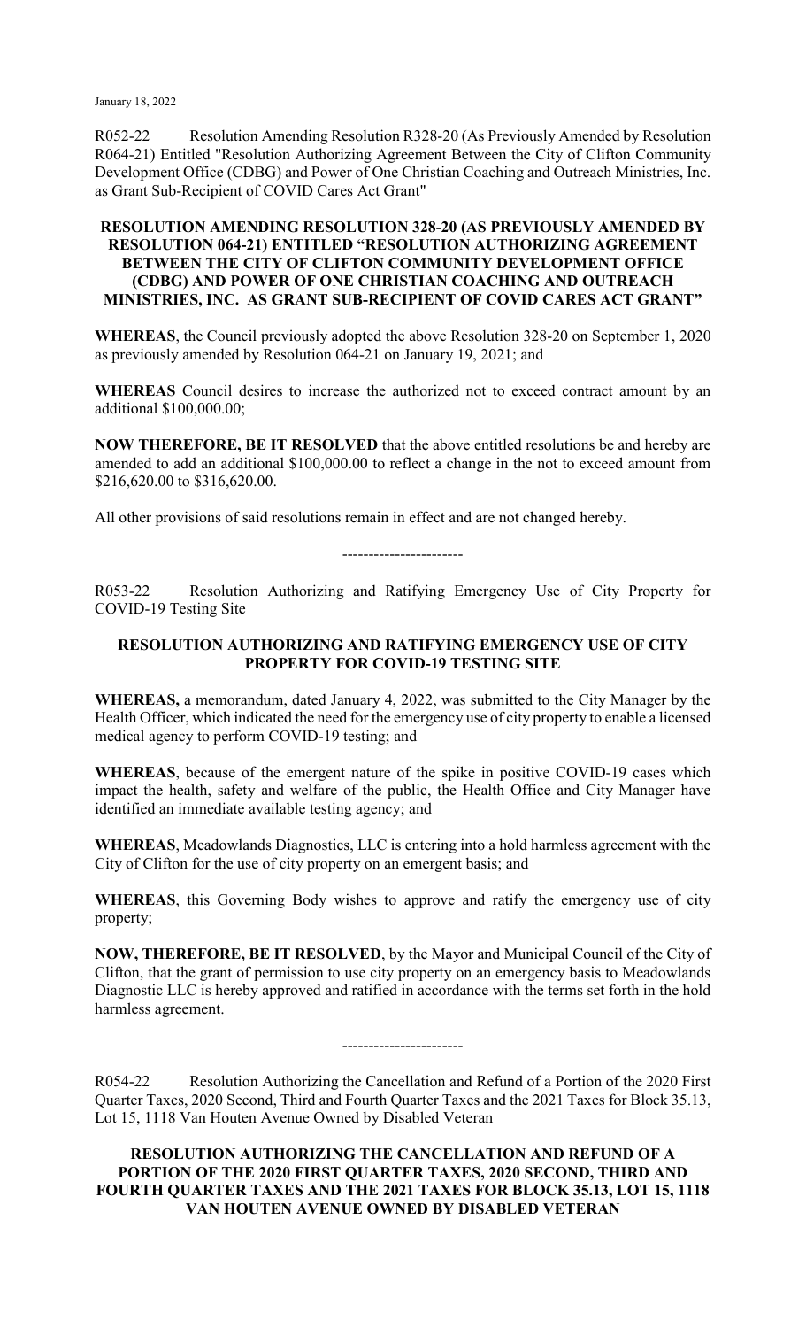January 18, 2022

R052-22 Resolution Amending Resolution R328-20 (As Previously Amended by Resolution R064-21) Entitled "Resolution Authorizing Agreement Between the City of Clifton Community Development Office (CDBG) and Power of One Christian Coaching and Outreach Ministries, Inc. as Grant Sub-Recipient of COVID Cares Act Grant"

**RESOLUTION AMENDING RESOLUTION 328-20 (AS PREVIOUSLY AMENDED BY RESOLUTION 064-21) ENTITLED "RESOLUTION AUTHORIZING AGREEMENT BETWEEN THE CITY OF CLIFTON COMMUNITY DEVELOPMENT OFFICE (CDBG) AND POWER OF ONE CHRISTIAN COACHING AND OUTREACH MINISTRIES, INC. AS GRANT SUB-RECIPIENT OF COVID CARES ACT GRANT"**

**WHEREAS**, the Council previously adopted the above Resolution 328-20 on September 1, 2020 as previously amended by Resolution 064-21 on January 19, 2021; and

**WHEREAS** Council desires to increase the authorized not to exceed contract amount by an additional $100,000.00;

**NOW THEREFORE, BE IT RESOLVED** that the above entitled resolutions be and hereby are amended to add an additional $100,000.00 to reflect a change in the not to exceed amount from $216,620.00 to $316,620.00.

All other provisions of said resolutions remain in effect and are not changed hereby.

-----------------------

R053-22 Resolution Authorizing and Ratifying Emergency Use of City Property for COVID-19 Testing Site

**RESOLUTION AUTHORIZING AND RATIFYING EMERGENCY USE OF CITY PROPERTY FOR COVID-19 TESTING SITE**

**WHEREAS,** a memorandum, dated January 4, 2022, was submitted to the City Manager by the Health Officer, which indicated the need for the emergency use of city property to enable a licensed medical agency to perform COVID-19 testing; and

**WHEREAS**, because of the emergent nature of the spike in positive COVID-19 cases which impact the health, safety and welfare of the public, the Health Office and City Manager have identified an immediate available testing agency; and

**WHEREAS**, Meadowlands Diagnostics, LLC is entering into a hold harmless agreement with the City of Clifton for the use of city property on an emergent basis; and

**WHEREAS**, this Governing Body wishes to approve and ratify the emergency use of city property;

**NOW, THEREFORE, BE IT RESOLVED**, by the Mayor and Municipal Council of the City of Clifton, that the grant of permission to use city property on an emergency basis to Meadowlands Diagnostic LLC is hereby approved and ratified in accordance with the terms set forth in the hold harmless agreement.

-----------------------

R054-22 Resolution Authorizing the Cancellation and Refund of a Portion of the 2020 First Quarter Taxes, 2020 Second, Third and Fourth Quarter Taxes and the 2021 Taxes for Block 35.13, Lot 15, 1118 Van Houten Avenue Owned by Disabled Veteran

**RESOLUTION AUTHORIZING THE CANCELLATION AND REFUND OF A PORTION OF THE 2020 FIRST QUARTER TAXES, 2020 SECOND, THIRD AND FOURTH QUARTER TAXES AND THE 2021 TAXES FOR BLOCK 35.13, LOT 15, 1118 VAN HOUTEN AVENUE OWNED BY DISABLED VETERAN**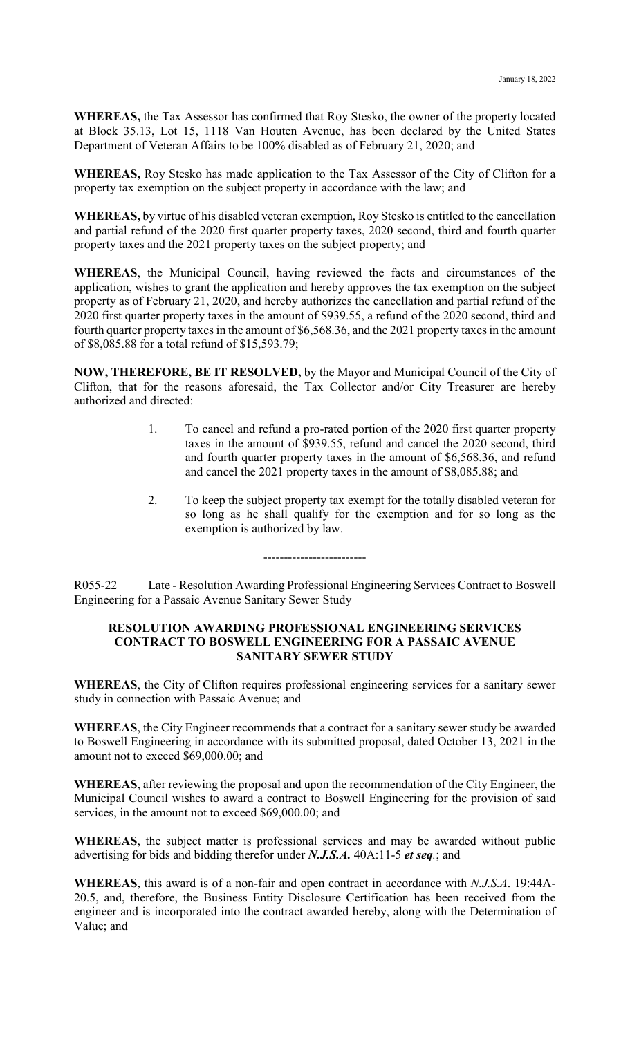**WHEREAS,** the Tax Assessor has confirmed that Roy Stesko, the owner of the property located at Block 35.13, Lot 15, 1118 Van Houten Avenue, has been declared by the United States Department of Veteran Affairs to be 100% disabled as of February 21, 2020; and

**WHEREAS,** Roy Stesko has made application to the Tax Assessor of the City of Clifton for a property tax exemption on the subject property in accordance with the law; and

**WHEREAS,** by virtue of his disabled veteran exemption, Roy Stesko is entitled to the cancellation and partial refund of the 2020 first quarter property taxes, 2020 second, third and fourth quarter property taxes and the 2021 property taxes on the subject property; and

**WHEREAS**, the Municipal Council, having reviewed the facts and circumstances of the application, wishes to grant the application and hereby approves the tax exemption on the subject property as of February 21, 2020, and hereby authorizes the cancellation and partial refund of the 2020 first quarter property taxes in the amount of $939.55, a refund of the 2020 second, third and fourth quarter property taxes in the amount of $6,568.36, and the 2021 property taxes in the amount of $8,085.88 for a total refund of $15,593.79;

**NOW, THEREFORE, BE IT RESOLVED,** by the Mayor and Municipal Council of the City of Clifton, that for the reasons aforesaid, the Tax Collector and/or City Treasurer are hereby authorized and directed:

1. To cancel and refund a pro-rated portion of the 2020 first quarter property taxes in the amount of $939.55, refund and cancel the 2020 second, third and fourth quarter property taxes in the amount of $6,568.36, and refund and cancel the 2021 property taxes in the amount of $8,085.88; and

2. To keep the subject property tax exempt for the totally disabled veteran for so long as he shall qualify for the exemption and for so long as the exemption is authorized by law.

-------------------------

R055-22 Late - Resolution Awarding Professional Engineering Services Contract to Boswell Engineering for a Passaic Avenue Sanitary Sewer Study

**RESOLUTION AWARDING PROFESSIONAL ENGINEERING SERVICES CONTRACT TO BOSWELL ENGINEERING FOR A PASSAIC AVENUE SANITARY SEWER STUDY**

**WHEREAS**, the City of Clifton requires professional engineering services for a sanitary sewer study in connection with Passaic Avenue; and

**WHEREAS**, the City Engineer recommends that a contract for a sanitary sewer study be awarded to Boswell Engineering in accordance with its submitted proposal, dated October 13, 2021 in the amount not to exceed $69,000.00; and

**WHEREAS**, after reviewing the proposal and upon the recommendation of the City Engineer, the Municipal Council wishes to award a contract to Boswell Engineering for the provision of said services, in the amount not to exceed $69,000.00; and

**WHEREAS**, the subject matter is professional services and may be awarded without public advertising for bids and bidding therefor under ***N.J.S.A.*** 40A:11-5 ***et seq***.; and

**WHEREAS**, this award is of a non-fair and open contract in accordance with *N.J.S.A*. 19:44A-20.5, and, therefore, the Business Entity Disclosure Certification has been received from the engineer and is incorporated into the contract awarded hereby, along with the Determination of Value; and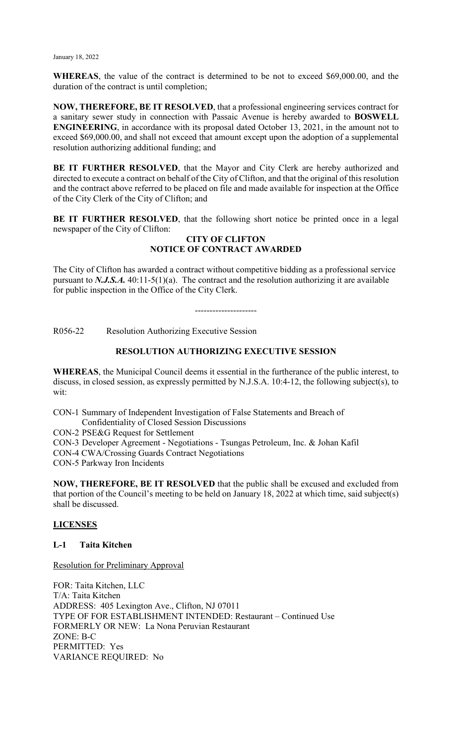**WHEREAS**, the value of the contract is determined to be not to exceed $69,000.00, and the duration of the contract is until completion;

**NOW, THEREFORE, BE IT RESOLVED**, that a professional engineering services contract for a sanitary sewer study in connection with Passaic Avenue is hereby awarded to **BOSWELL ENGINEERING**, in accordance with its proposal dated October 13, 2021, in the amount not to exceed $69,000.00, and shall not exceed that amount except upon the adoption of a supplemental resolution authorizing additional funding; and

**BE IT FURTHER RESOLVED**, that the Mayor and City Clerk are hereby authorized and directed to execute a contract on behalf of the City of Clifton, and that the original of this resolution and the contract above referred to be placed on file and made available for inspection at the Office of the City Clerk of the City of Clifton; and

**BE IT FURTHER RESOLVED**, that the following short notice be printed once in a legal newspaper of the City of Clifton:

**CITY OF CLIFTON**
**NOTICE OF CONTRACT AWARDED**

The City of Clifton has awarded a contract without competitive bidding as a professional service pursuant to ***N.J.S.A.*** 40:11-5(1)(a). The contract and the resolution authorizing it are available for public inspection in the Office of the City Clerk.

---------------------

R056-22 Resolution Authorizing Executive Session

**RESOLUTION AUTHORIZING EXECUTIVE SESSION**

**WHEREAS**, the Municipal Council deems it essential in the furtherance of the public interest, to discuss, in closed session, as expressly permitted by N.J.S.A. 10:4-12, the following subject(s), to wit:

CON-1 Summary of Independent Investigation of False Statements and Breach of Confidentiality of Closed Session Discussions
CON-2 PSE&G Request for Settlement
CON-3 Developer Agreement - Negotiations - Tsungas Petroleum, Inc. & Johan Kafil
CON-4 CWA/Crossing Guards Contract Negotiations
CON-5 Parkway Iron Incidents

**NOW, THEREFORE, BE IT RESOLVED** that the public shall be excused and excluded from that portion of the Council's meeting to be held on January 18, 2022 at which time, said subject(s) shall be discussed.

## LICENSES

### L-1 Taita Kitchen

Resolution for Preliminary Approval

FOR: Taita Kitchen, LLC
T/A: Taita Kitchen
ADDRESS: 405 Lexington Ave., Clifton, NJ 07011
TYPE OF FOR ESTABLISHMENT INTENDED: Restaurant – Continued Use
FORMERLY OR NEW: La Nona Peruvian Restaurant
ZONE: B-C
PERMITTED: Yes
VARIANCE REQUIRED: No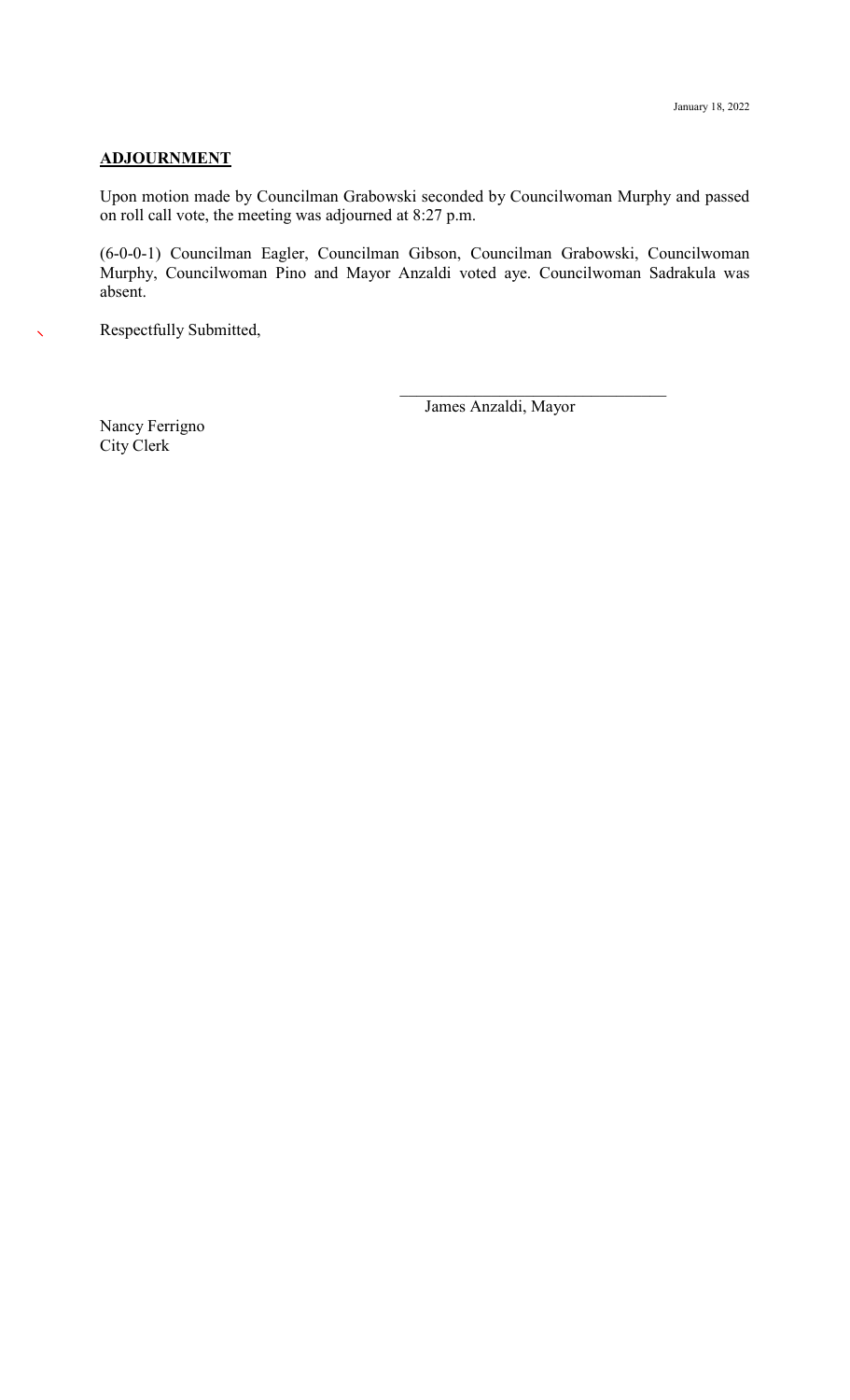**ADJOURNMENT**

Upon motion made by Councilman Grabowski seconded by Councilwoman Murphy and passed on roll call vote, the meeting was adjourned at 8:27 p.m.

(6-0-0-1) Councilman Eagler, Councilman Gibson, Councilman Grabowski, Councilwoman Murphy, Councilwoman Pino and Mayor Anzaldi voted aye. Councilwoman Sadrakula was absent.

Respectfully Submitted,

\_\_\_\_\_\_\_\_\_\_\_\_\_\_\_\_\_\_\_\_\_\_\_\_\_\_\_\_\_\_\_\_
James Anzaldi, Mayor

Nancy Ferrigno
City Clerk